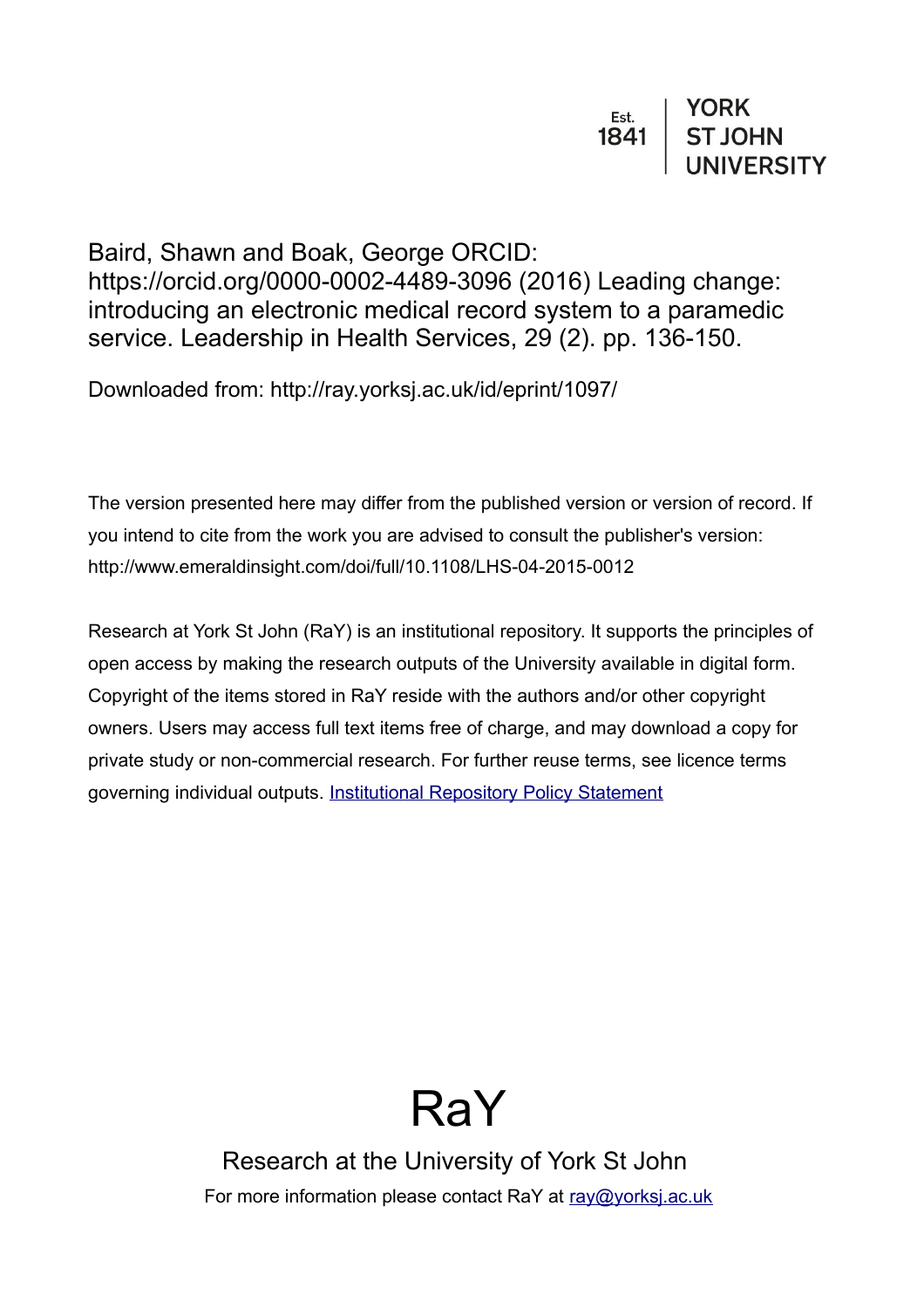Est. 1841 | YORK ST JOHN UNIVERSITY

Baird, Shawn and Boak, George ORCID: https://orcid.org/0000-0002-4489-3096 (2016) Leading change: introducing an electronic medical record system to a paramedic service. Leadership in Health Services, 29 (2). pp. 136-150.

Downloaded from: http://ray.yorksj.ac.uk/id/eprint/1097/

The version presented here may differ from the published version or version of record. If you intend to cite from the work you are advised to consult the publisher's version: http://www.emeraldinsight.com/doi/full/10.1108/LHS-04-2015-0012

Research at York St John (RaY) is an institutional repository. It supports the principles of open access by making the research outputs of the University available in digital form. Copyright of the items stored in RaY reside with the authors and/or other copyright owners. Users may access full text items free of charge, and may download a copy for private study or non-commercial research. For further reuse terms, see licence terms governing individual outputs. [Institutional Repository Policy Statement]

# RaY

Research at the University of York St John

For more information please contact RaY at [ray@yorksj.ac.uk]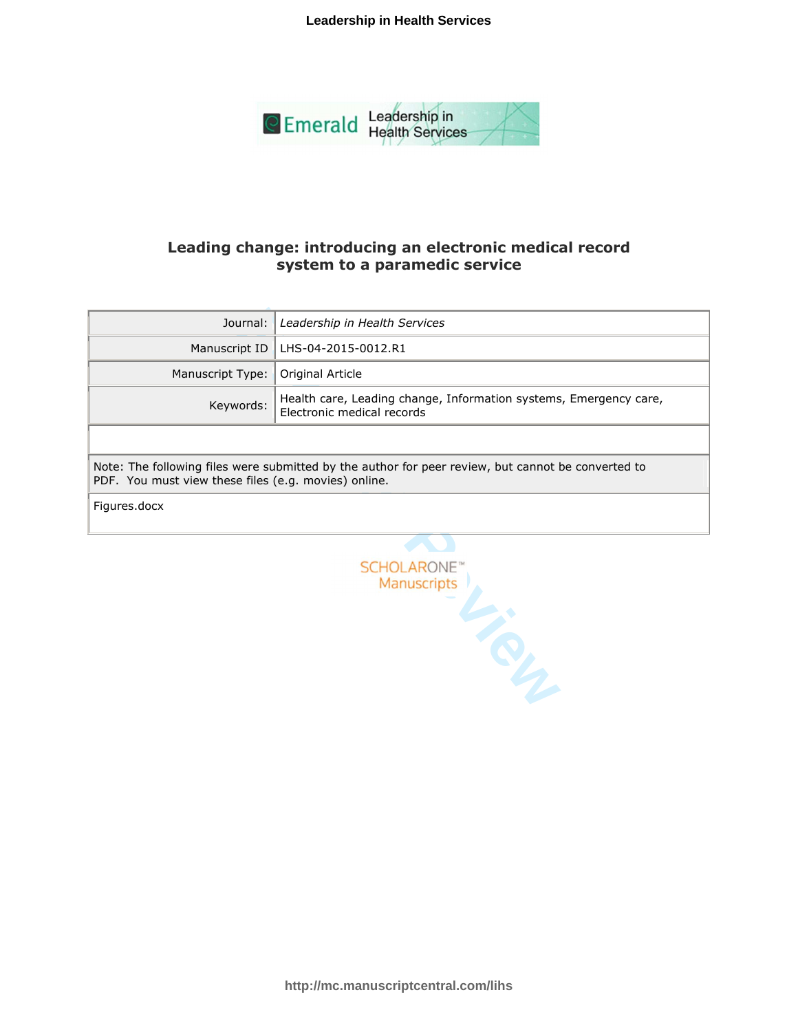# Leading change: introducing an electronic medical record system to a paramedic service

| | |
|---|---|
| Journal: | *Leadership in Health Services* |
| Manuscript ID | LHS-04-2015-0012.R1 |
| Manuscript Type: | Original Article |
| Keywords: | Health care, Leading change, Information systems, Emergency care, Electronic medical records |

Note: The following files were submitted by the author for peer review, but cannot be converted to PDF. You must view these files (e.g. movies) online.

Figures.docx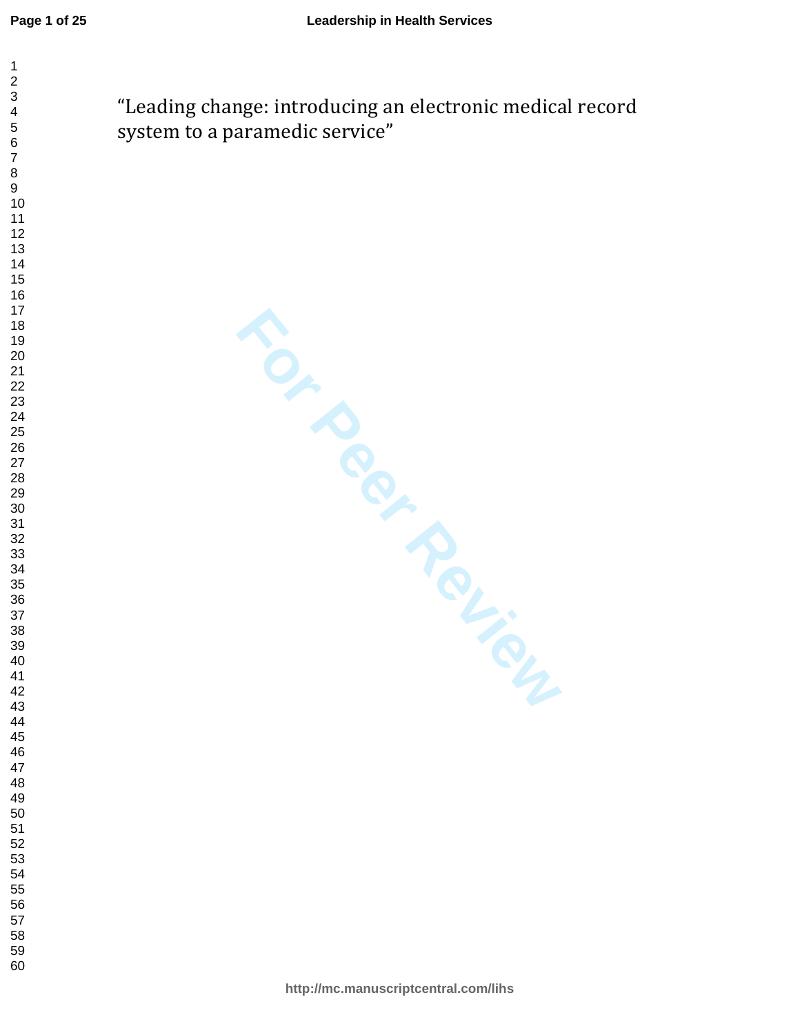# "Leading change: introducing an electronic medical record system to a paramedic service"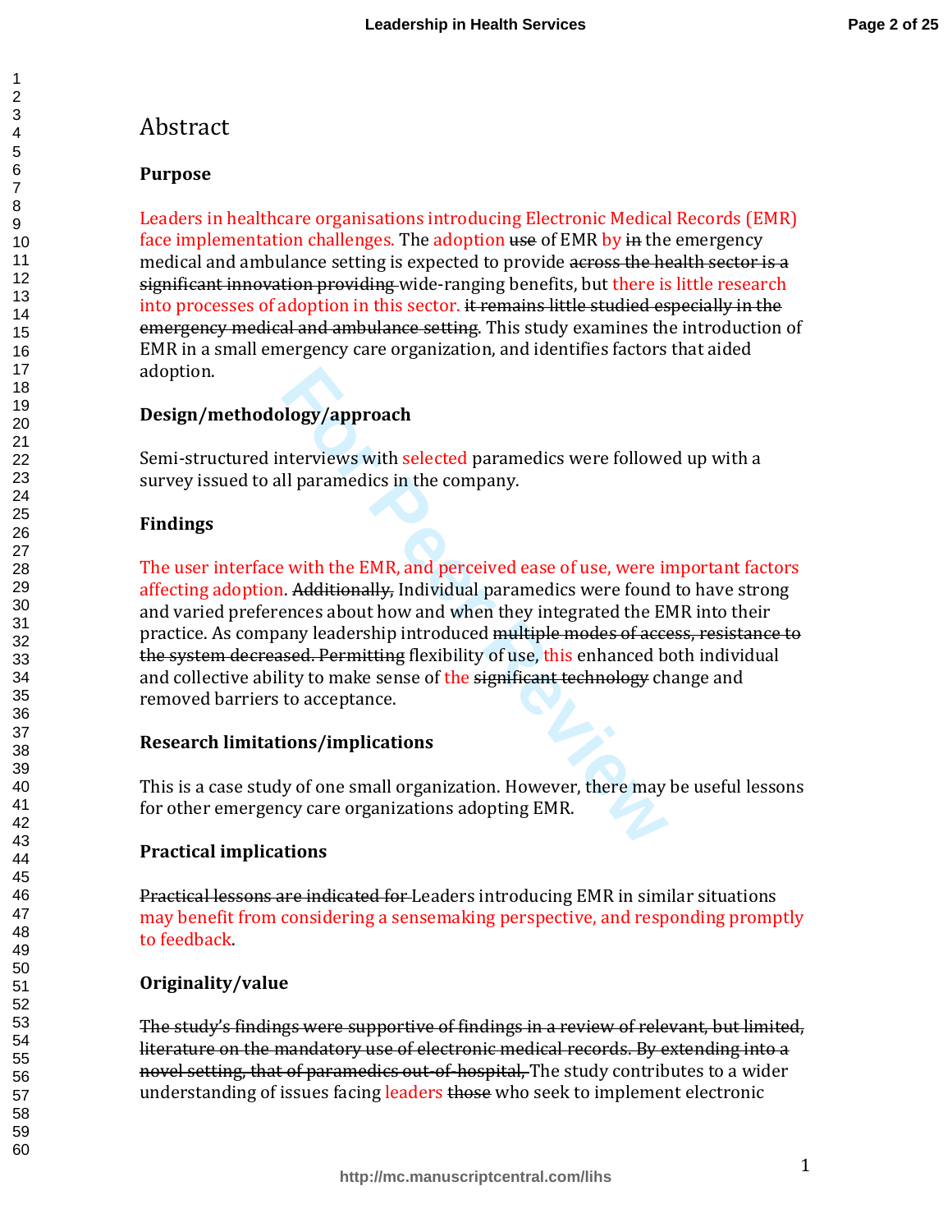# Abstract

### Purpose

Leaders in healthcare organisations introducing Electronic Medical Records (EMR) face implementation challenges. The adoption ~~use~~ of EMR by ~~in~~ the emergency medical and ambulance setting is expected to provide ~~across the health sector is a significant innovation providing~~ wide-ranging benefits, but there is little research into processes of adoption in this sector. ~~it remains little studied especially in the emergency medical and ambulance setting~~. This study examines the introduction of EMR in a small emergency care organization, and identifies factors that aided adoption.

### Design/methodology/approach

Semi-structured interviews with selected paramedics were followed up with a survey issued to all paramedics in the company.

### Findings

The user interface with the EMR, and perceived ease of use, were important factors affecting adoption. ~~Additionally,~~ Individual paramedics were found to have strong and varied preferences about how and when they integrated the EMR into their practice. As company leadership introduced ~~multiple modes of access, resistance to the system decreased. Permitting~~ flexibility of use, this enhanced both individual and collective ability to make sense of the ~~significant technology~~ change and removed barriers to acceptance.

### Research limitations/implications

This is a case study of one small organization. However, there may be useful lessons for other emergency care organizations adopting EMR.

### Practical implications

~~Practical lessons are indicated for~~ Leaders introducing EMR in similar situations may benefit from considering a sensemaking perspective, and responding promptly to feedback.

### Originality/value

~~The study's findings were supportive of findings in a review of relevant, but limited, literature on the mandatory use of electronic medical records. By extending into a novel setting, that of paramedics out-of-hospital,~~ The study contributes to a wider understanding of issues facing leaders ~~those~~ who seek to implement electronic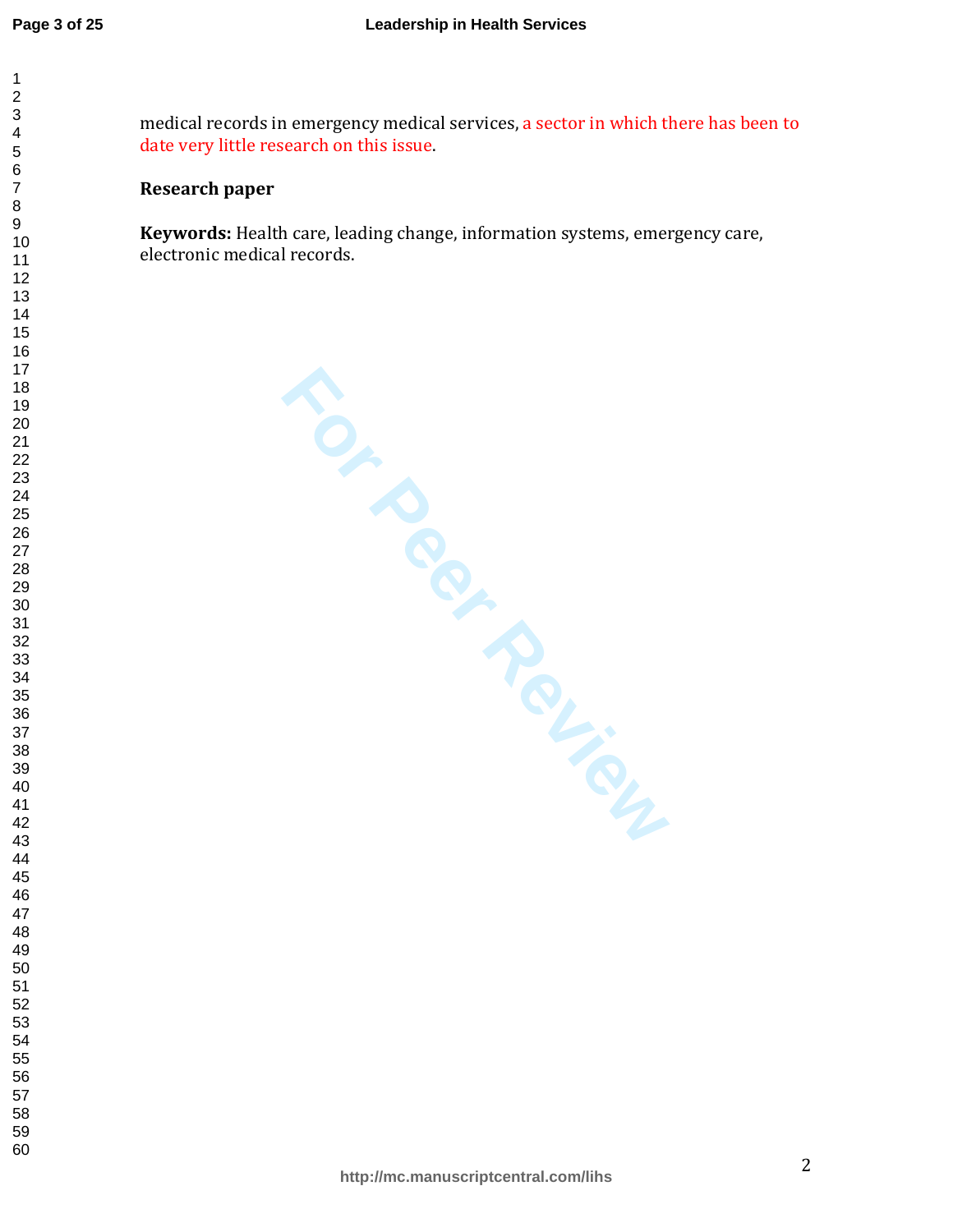medical records in emergency medical services, a sector in which there has been to date very little research on this issue.

**Research paper**

**Keywords:** Health care, leading change, information systems, emergency care, electronic medical records.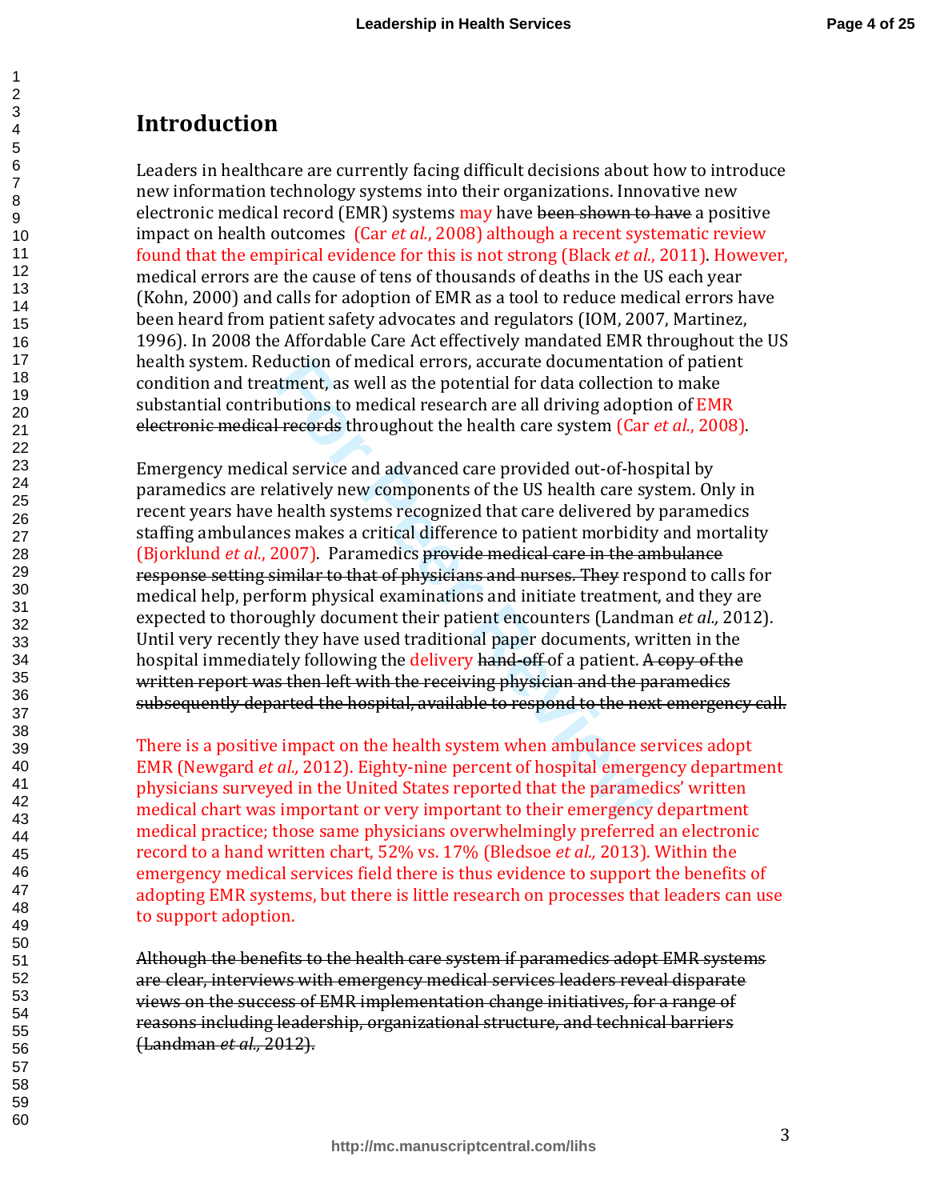# Introduction

Leaders in healthcare are currently facing difficult decisions about how to introduce new information technology systems into their organizations. Innovative new electronic medical record (EMR) systems may have ~~been shown to have~~ a positive impact on health outcomes (Car *et al.*, 2008) although a recent systematic review found that the empirical evidence for this is not strong (Black *et al.*, 2011). However, medical errors are the cause of tens of thousands of deaths in the US each year (Kohn, 2000) and calls for adoption of EMR as a tool to reduce medical errors have been heard from patient safety advocates and regulators (IOM, 2007, Martinez, 1996). In 2008 the Affordable Care Act effectively mandated EMR throughout the US health system. Reduction of medical errors, accurate documentation of patient condition and treatment, as well as the potential for data collection to make substantial contributions to medical research are all driving adoption of EMR ~~electronic medical records~~ throughout the health care system (Car *et al.*, 2008).

Emergency medical service and advanced care provided out-of-hospital by paramedics are relatively new components of the US health care system. Only in recent years have health systems recognized that care delivered by paramedics staffing ambulances makes a critical difference to patient morbidity and mortality (Bjorklund *et al.*, 2007). Paramedics ~~provide medical care in the ambulance response setting similar to that of physicians and nurses. They~~ respond to calls for medical help, perform physical examinations and initiate treatment, and they are expected to thoroughly document their patient encounters (Landman *et al.,* 2012). Until very recently they have used traditional paper documents, written in the hospital immediately following the delivery ~~hand-off~~ of a patient. ~~A copy of the written report was then left with the receiving physician and the paramedics subsequently departed the hospital, available to respond to the next emergency call.~~

There is a positive impact on the health system when ambulance services adopt EMR (Newgard *et al.,* 2012). Eighty-nine percent of hospital emergency department physicians surveyed in the United States reported that the paramedics' written medical chart was important or very important to their emergency department medical practice; those same physicians overwhelmingly preferred an electronic record to a hand written chart, 52% vs. 17% (Bledsoe *et al.,* 2013). Within the emergency medical services field there is thus evidence to support the benefits of adopting EMR systems, but there is little research on processes that leaders can use to support adoption.

~~Although the benefits to the health care system if paramedics adopt EMR systems are clear, interviews with emergency medical services leaders reveal disparate views on the success of EMR implementation change initiatives, for a range of reasons including leadership, organizational structure, and technical barriers (Landman *et al.,* 2012).~~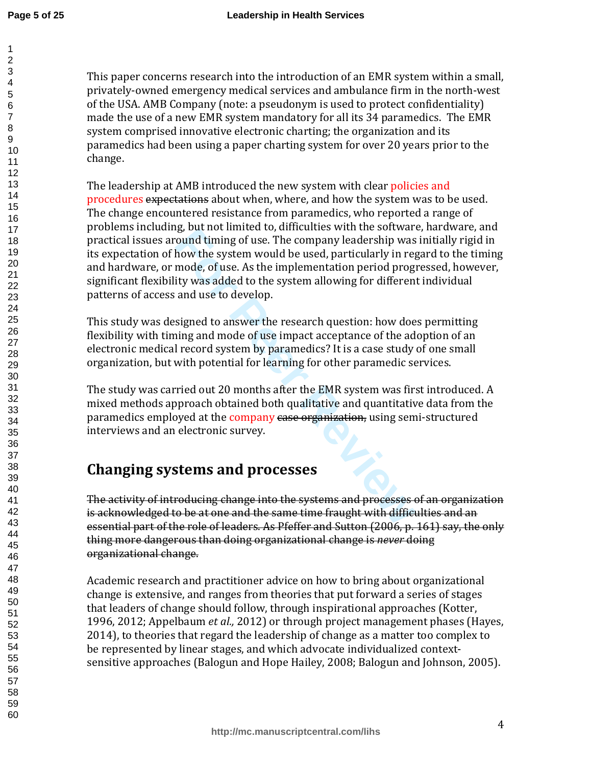This paper concerns research into the introduction of an EMR system within a small, privately-owned emergency medical services and ambulance firm in the north-west of the USA. AMB Company (note: a pseudonym is used to protect confidentiality) made the use of a new EMR system mandatory for all its 34 paramedics. The EMR system comprised innovative electronic charting; the organization and its paramedics had been using a paper charting system for over 20 years prior to the change.

The leadership at AMB introduced the new system with clear policies and procedures ~~expectations~~ about when, where, and how the system was to be used. The change encountered resistance from paramedics, who reported a range of problems including, but not limited to, difficulties with the software, hardware, and practical issues around timing of use. The company leadership was initially rigid in its expectation of how the system would be used, particularly in regard to the timing and hardware, or mode, of use. As the implementation period progressed, however, significant flexibility was added to the system allowing for different individual patterns of access and use to develop.

This study was designed to answer the research question: how does permitting flexibility with timing and mode of use impact acceptance of the adoption of an electronic medical record system by paramedics? It is a case study of one small organization, but with potential for learning for other paramedic services.

The study was carried out 20 months after the EMR system was first introduced. A mixed methods approach obtained both qualitative and quantitative data from the paramedics employed at the company ~~case organization,~~ using semi-structured interviews and an electronic survey.

## Changing systems and processes

~~The activity of introducing change into the systems and processes of an organization is acknowledged to be at one and the same time fraught with difficulties and an essential part of the role of leaders. As Pfeffer and Sutton (2006, p. 161) say, the only thing more dangerous than doing organizational change is *never* doing organizational change.~~

Academic research and practitioner advice on how to bring about organizational change is extensive, and ranges from theories that put forward a series of stages that leaders of change should follow, through inspirational approaches (Kotter, 1996, 2012; Appelbaum *et al.,* 2012) or through project management phases (Hayes, 2014), to theories that regard the leadership of change as a matter too complex to be represented by linear stages, and which advocate individualized context-sensitive approaches (Balogun and Hope Hailey, 2008; Balogun and Johnson, 2005).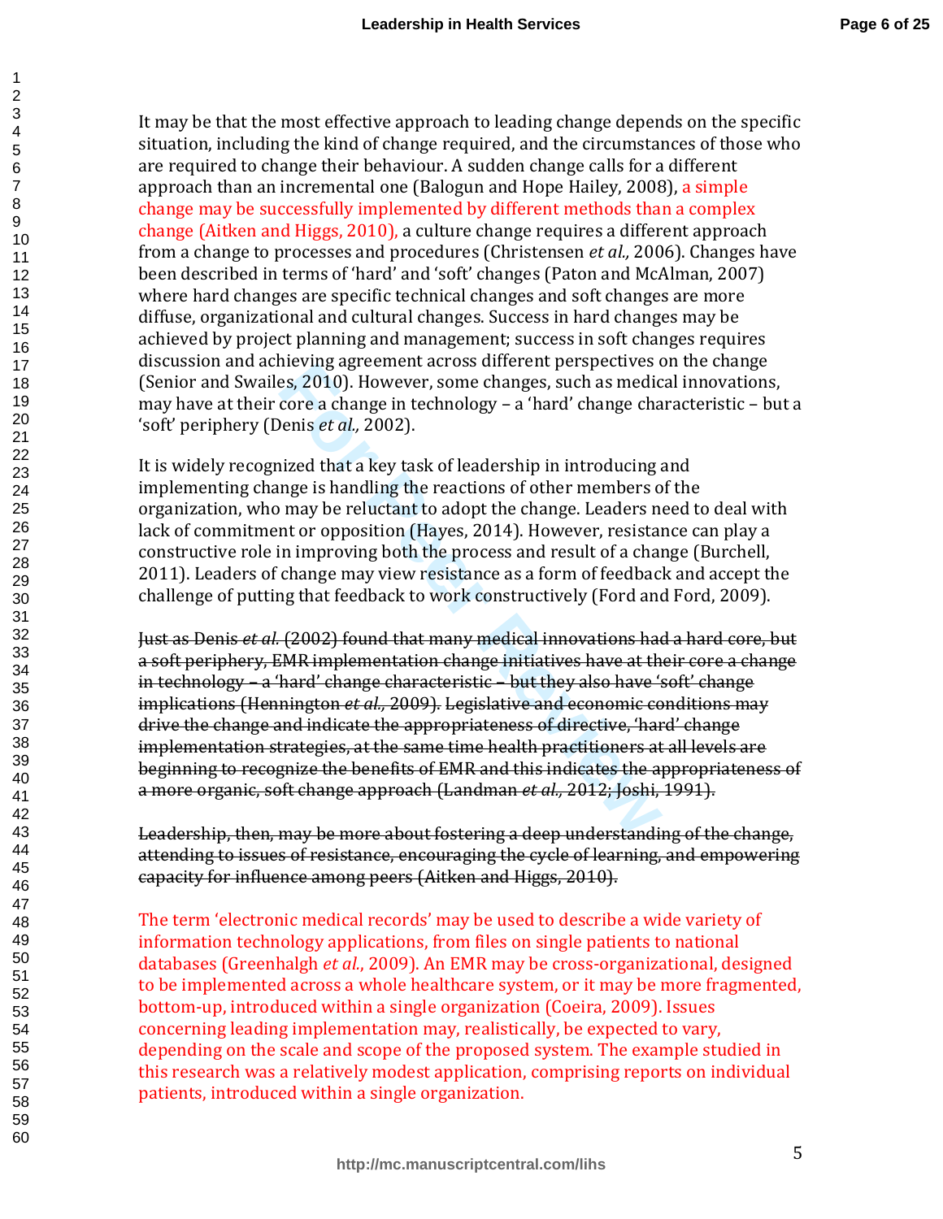It may be that the most effective approach to leading change depends on the specific situation, including the kind of change required, and the circumstances of those who are required to change their behaviour. A sudden change calls for a different approach than an incremental one (Balogun and Hope Hailey, 2008), a simple change may be successfully implemented by different methods than a complex change (Aitken and Higgs, 2010), a culture change requires a different approach from a change to processes and procedures (Christensen *et al.,* 2006). Changes have been described in terms of 'hard' and 'soft' changes (Paton and McAlman, 2007) where hard changes are specific technical changes and soft changes are more diffuse, organizational and cultural changes. Success in hard changes may be achieved by project planning and management; success in soft changes requires discussion and achieving agreement across different perspectives on the change (Senior and Swailes, 2010). However, some changes, such as medical innovations, may have at their core a change in technology – a 'hard' change characteristic – but a 'soft' periphery (Denis *et al.,* 2002).

It is widely recognized that a key task of leadership in introducing and implementing change is handling the reactions of other members of the organization, who may be reluctant to adopt the change. Leaders need to deal with lack of commitment or opposition (Hayes, 2014). However, resistance can play a constructive role in improving both the process and result of a change (Burchell, 2011). Leaders of change may view resistance as a form of feedback and accept the challenge of putting that feedback to work constructively (Ford and Ford, 2009).

~~Just as Denis *et al.* (2002) found that many medical innovations had a hard core, but a soft periphery, EMR implementation change initiatives have at their core a change in technology – a 'hard' change characteristic – but they also have 'soft' change implications (Hennington *et al.,* 2009). Legislative and economic conditions may drive the change and indicate the appropriateness of directive, 'hard' change implementation strategies, at the same time health practitioners at all levels are beginning to recognize the benefits of EMR and this indicates the appropriateness of a more organic, soft change approach (Landman *et al.,* 2012; Joshi, 1991).~~

~~Leadership, then, may be more about fostering a deep understanding of the change, attending to issues of resistance, encouraging the cycle of learning, and empowering capacity for influence among peers (Aitken and Higgs, 2010).~~

The term 'electronic medical records' may be used to describe a wide variety of information technology applications, from files on single patients to national databases (Greenhalgh *et al.*, 2009). An EMR may be cross-organizational, designed to be implemented across a whole healthcare system, or it may be more fragmented, bottom-up, introduced within a single organization (Coeira, 2009). Issues concerning leading implementation may, realistically, be expected to vary, depending on the scale and scope of the proposed system. The example studied in this research was a relatively modest application, comprising reports on individual patients, introduced within a single organization.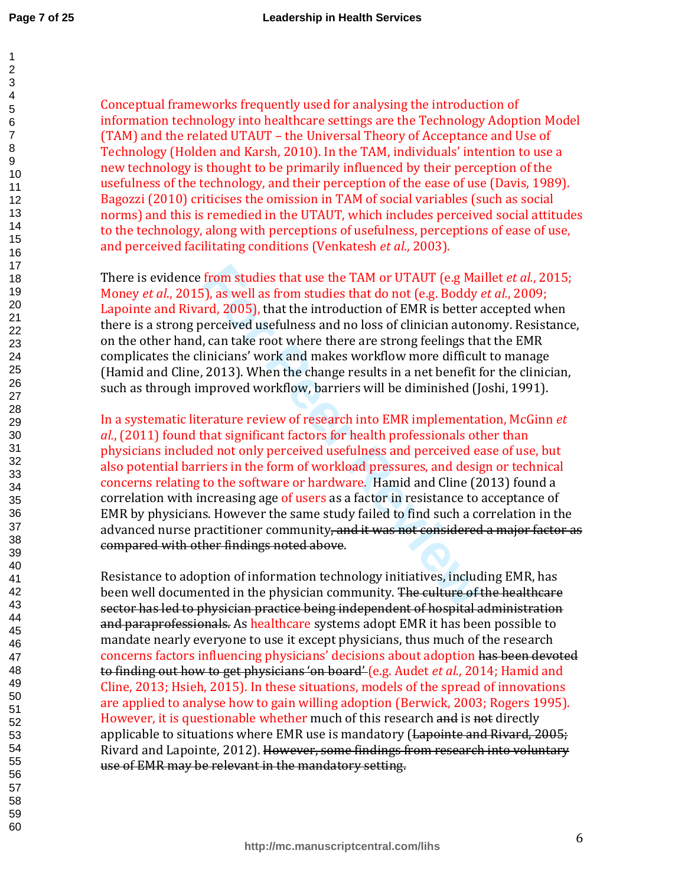Conceptual frameworks frequently used for analysing the introduction of information technology into healthcare settings are the Technology Adoption Model (TAM) and the related UTAUT – the Universal Theory of Acceptance and Use of Technology (Holden and Karsh, 2010). In the TAM, individuals' intention to use a new technology is thought to be primarily influenced by their perception of the usefulness of the technology, and their perception of the ease of use (Davis, 1989). Bagozzi (2010) criticises the omission in TAM of social variables (such as social norms) and this is remedied in the UTAUT, which includes perceived social attitudes to the technology, along with perceptions of usefulness, perceptions of ease of use, and perceived facilitating conditions (Venkatesh *et al.*, 2003).

There is evidence from studies that use the TAM or UTAUT (e.g Maillet *et al.*, 2015; Money *et al.*, 2015), as well as from studies that do not (e.g. Boddy *et al.*, 2009; Lapointe and Rivard, 2005), that the introduction of EMR is better accepted when there is a strong perceived usefulness and no loss of clinician autonomy. Resistance, on the other hand, can take root where there are strong feelings that the EMR complicates the clinicians' work and makes workflow more difficult to manage (Hamid and Cline, 2013). When the change results in a net benefit for the clinician, such as through improved workflow, barriers will be diminished (Joshi, 1991).

In a systematic literature review of research into EMR implementation, McGinn *et al.*, (2011) found that significant factors for health professionals other than physicians included not only perceived usefulness and perceived ease of use, but also potential barriers in the form of workload pressures, and design or technical concerns relating to the software or hardware. Hamid and Cline (2013) found a correlation with increasing age of users as a factor in resistance to acceptance of EMR by physicians. However the same study failed to find such a correlation in the advanced nurse practitioner community~~, and it was not considered a major factor as compared with other findings noted above~~.

Resistance to adoption of information technology initiatives, including EMR, has been well documented in the physician community. ~~The culture of the healthcare sector has led to physician practice being independent of hospital administration and paraprofessionals.~~ As healthcare systems adopt EMR it has been possible to mandate nearly everyone to use it except physicians, thus much of the research concerns factors influencing physicians' decisions about adoption ~~has been devoted to finding out how to get physicians 'on board'~~ (e.g. Audet *et al.*, 2014; Hamid and Cline, 2013; Hsieh, 2015). In these situations, models of the spread of innovations are applied to analyse how to gain willing adoption (Berwick, 2003; Rogers 1995). However, it is questionable whether much of this research ~~and~~ is ~~not~~ directly applicable to situations where EMR use is mandatory (~~Lapointe and Rivard, 2005;~~ Rivard and Lapointe, 2012). ~~However, some findings from research into voluntary use of EMR may be relevant in the mandatory setting.~~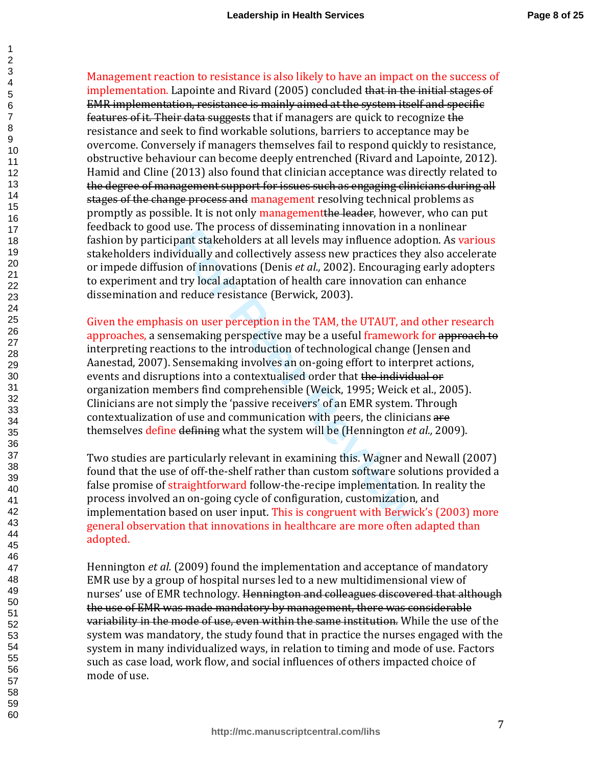Management reaction to resistance is also likely to have an impact on the success of implementation. Lapointe and Rivard (2005) concluded ~~that in the initial stages of EMR implementation, resistance is mainly aimed at the system itself and specific features of it. Their data suggests~~ that if managers are quick to recognize ~~the~~ resistance and seek to find workable solutions, barriers to acceptance may be overcome. Conversely if managers themselves fail to respond quickly to resistance, obstructive behaviour can become deeply entrenched (Rivard and Lapointe, 2012). Hamid and Cline (2013) also found that clinician acceptance was directly related to ~~the degree of management support for issues such as engaging clinicians during all stages of the change process and~~ management resolving technical problems as promptly as possible. It is not only management~~the leader~~, however, who can put feedback to good use. The process of disseminating innovation in a nonlinear fashion by participant stakeholders at all levels may influence adoption. As various stakeholders individually and collectively assess new practices they also accelerate or impede diffusion of innovations (Denis *et al.,* 2002). Encouraging early adopters to experiment and try local adaptation of health care innovation can enhance dissemination and reduce resistance (Berwick, 2003).

Given the emphasis on user perception in the TAM, the UTAUT, and other research approaches, a sensemaking perspective may be a useful framework for ~~approach to~~ interpreting reactions to the introduction of technological change (Jensen and Aanestad, 2007). Sensemaking involves an on-going effort to interpret actions, events and disruptions into a contextualised order that ~~the individual or~~ organization members find comprehensible (Weick, 1995; Weick et al., 2005). Clinicians are not simply the 'passive receivers' of an EMR system. Through contextualization of use and communication with peers, the clinicians ~~are~~ themselves define ~~defining~~ what the system will be (Hennington *et al.,* 2009).

Two studies are particularly relevant in examining this. Wagner and Newall (2007) found that the use of off-the-shelf rather than custom software solutions provided a false promise of straightforward follow-the-recipe implementation. In reality the process involved an on-going cycle of configuration, customization, and implementation based on user input. This is congruent with Berwick's (2003) more general observation that innovations in healthcare are more often adapted than adopted.

Hennington *et al.* (2009) found the implementation and acceptance of mandatory EMR use by a group of hospital nurses led to a new multidimensional view of nurses' use of EMR technology. ~~Hennington and colleagues discovered that although the use of EMR was made mandatory by management, there was considerable variability in the mode of use, even within the same institution.~~ While the use of the system was mandatory, the study found that in practice the nurses engaged with the system in many individualized ways, in relation to timing and mode of use. Factors such as case load, work flow, and social influences of others impacted choice of mode of use.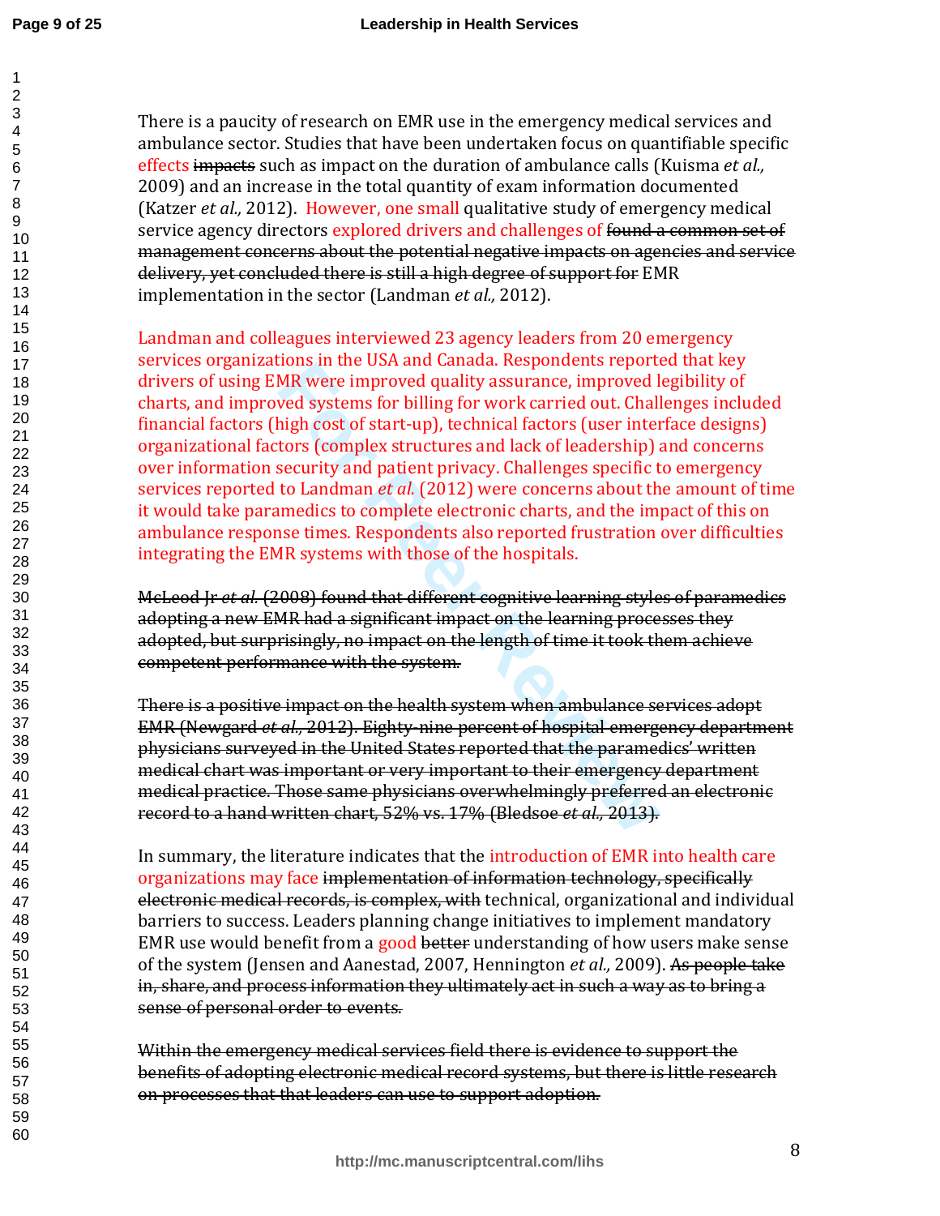There is a paucity of research on EMR use in the emergency medical services and ambulance sector. Studies that have been undertaken focus on quantifiable specific effects ~~impacts~~ such as impact on the duration of ambulance calls (Kuisma *et al.,* 2009) and an increase in the total quantity of exam information documented (Katzer *et al.,* 2012). However, one small qualitative study of emergency medical service agency directors explored drivers and challenges of ~~found a common set of management concerns about the potential negative impacts on agencies and service delivery, yet concluded there is still a high degree of support for~~ EMR implementation in the sector (Landman *et al.,* 2012).

Landman and colleagues interviewed 23 agency leaders from 20 emergency services organizations in the USA and Canada. Respondents reported that key drivers of using EMR were improved quality assurance, improved legibility of charts, and improved systems for billing for work carried out. Challenges included financial factors (high cost of start-up), technical factors (user interface designs) organizational factors (complex structures and lack of leadership) and concerns over information security and patient privacy. Challenges specific to emergency services reported to Landman *et al.* (2012) were concerns about the amount of time it would take paramedics to complete electronic charts, and the impact of this on ambulance response times. Respondents also reported frustration over difficulties integrating the EMR systems with those of the hospitals.

~~McLeod Jr *et al.* (2008) found that different cognitive learning styles of paramedics adopting a new EMR had a significant impact on the learning processes they adopted, but surprisingly, no impact on the length of time it took them achieve competent performance with the system.~~

~~There is a positive impact on the health system when ambulance services adopt EMR (Newgard *et al.,* 2012). Eighty-nine percent of hospital emergency department physicians surveyed in the United States reported that the paramedics' written medical chart was important or very important to their emergency department medical practice. Those same physicians overwhelmingly preferred an electronic record to a hand written chart, 52% vs. 17% (Bledsoe *et al.,* 2013).~~

In summary, the literature indicates that the introduction of EMR into health care organizations may face ~~implementation of information technology, specifically electronic medical records, is complex, with~~ technical, organizational and individual barriers to success. Leaders planning change initiatives to implement mandatory EMR use would benefit from a good ~~better~~ understanding of how users make sense of the system (Jensen and Aanestad, 2007, Hennington *et al.,* 2009). ~~As people take in, share, and process information they ultimately act in such a way as to bring a sense of personal order to events.~~

~~Within the emergency medical services field there is evidence to support the benefits of adopting electronic medical record systems, but there is little research on processes that that leaders can use to support adoption.~~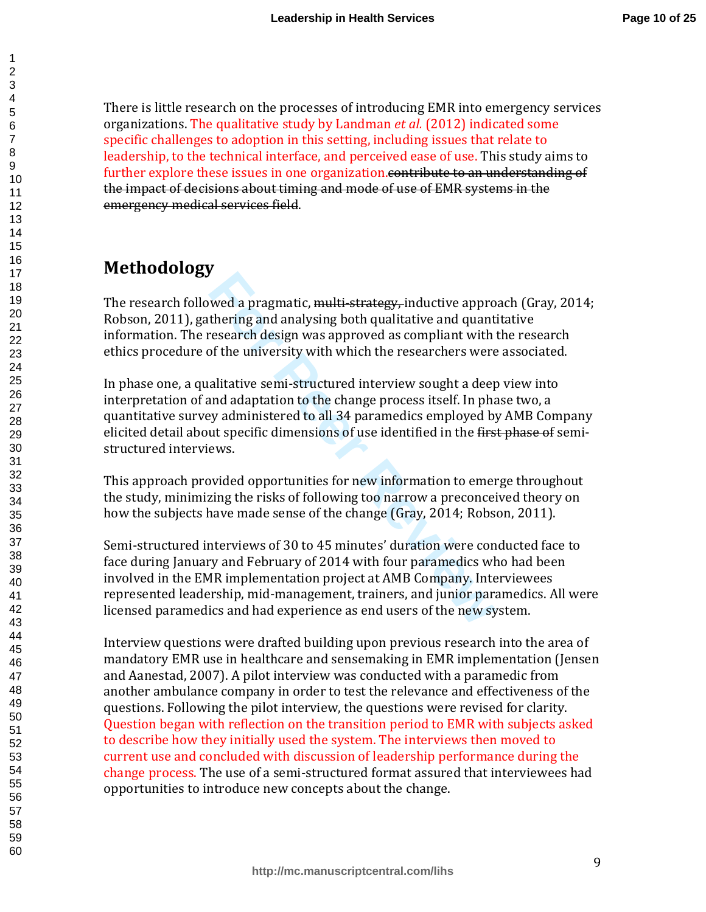There is little research on the processes of introducing EMR into emergency services organizations. The qualitative study by Landman *et al.* (2012) indicated some specific challenges to adoption in this setting, including issues that relate to leadership, to the technical interface, and perceived ease of use. This study aims to further explore these issues in one organization.~~contribute to an understanding of the impact of decisions about timing and mode of use of EMR systems in the emergency medical services field~~.

## Methodology

The research followed a pragmatic, ~~multi-strategy,~~ inductive approach (Gray, 2014; Robson, 2011), gathering and analysing both qualitative and quantitative information. The research design was approved as compliant with the research ethics procedure of the university with which the researchers were associated.

In phase one, a qualitative semi-structured interview sought a deep view into interpretation of and adaptation to the change process itself. In phase two, a quantitative survey administered to all 34 paramedics employed by AMB Company elicited detail about specific dimensions of use identified in the ~~first phase of~~ semi-structured interviews.

This approach provided opportunities for new information to emerge throughout the study, minimizing the risks of following too narrow a preconceived theory on how the subjects have made sense of the change (Gray, 2014; Robson, 2011).

Semi-structured interviews of 30 to 45 minutes' duration were conducted face to face during January and February of 2014 with four paramedics who had been involved in the EMR implementation project at AMB Company. Interviewees represented leadership, mid-management, trainers, and junior paramedics. All were licensed paramedics and had experience as end users of the new system.

Interview questions were drafted building upon previous research into the area of mandatory EMR use in healthcare and sensemaking in EMR implementation (Jensen and Aanestad, 2007). A pilot interview was conducted with a paramedic from another ambulance company in order to test the relevance and effectiveness of the questions. Following the pilot interview, the questions were revised for clarity. Question began with reflection on the transition period to EMR with subjects asked to describe how they initially used the system. The interviews then moved to current use and concluded with discussion of leadership performance during the change process. The use of a semi-structured format assured that interviewees had opportunities to introduce new concepts about the change.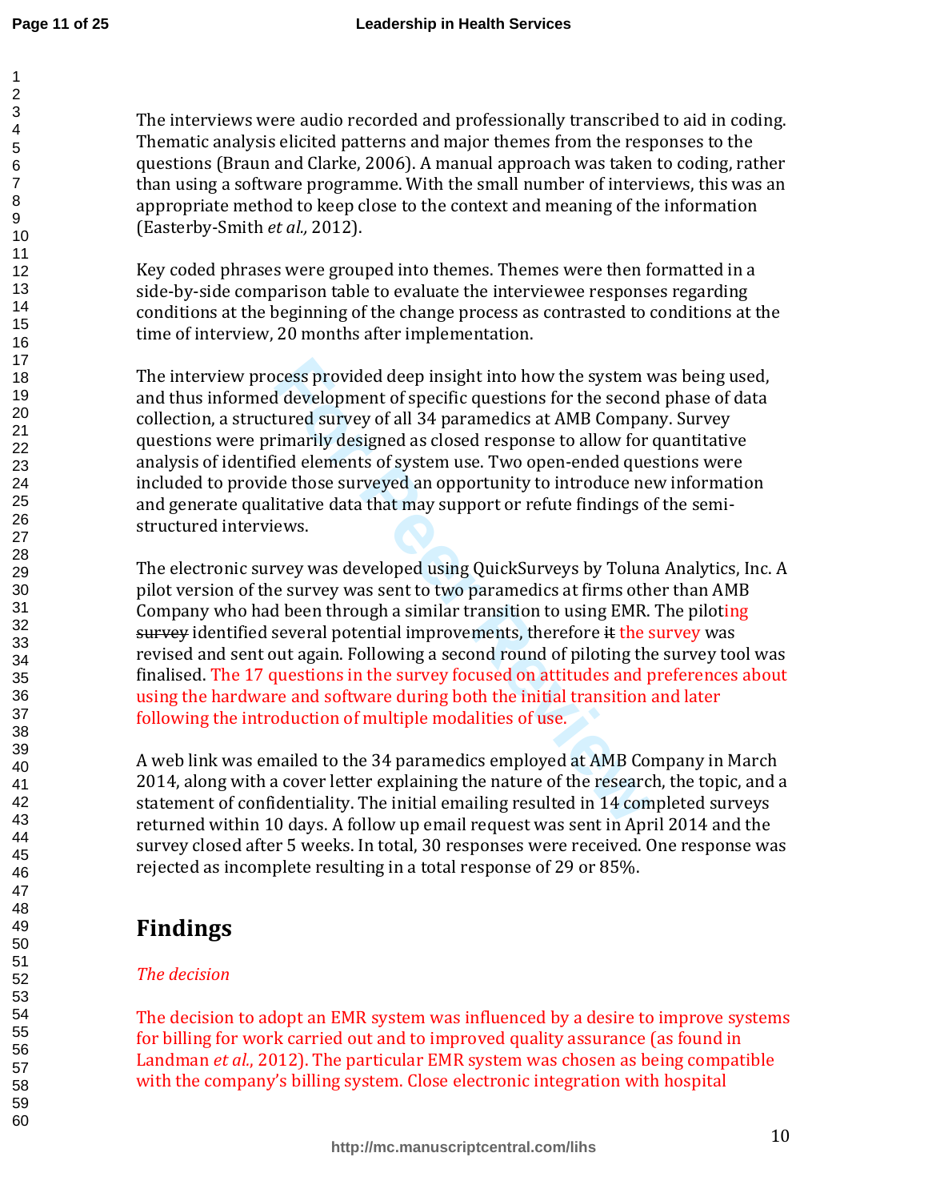The interviews were audio recorded and professionally transcribed to aid in coding. Thematic analysis elicited patterns and major themes from the responses to the questions (Braun and Clarke, 2006). A manual approach was taken to coding, rather than using a software programme. With the small number of interviews, this was an appropriate method to keep close to the context and meaning of the information (Easterby-Smith *et al.,* 2012).

Key coded phrases were grouped into themes. Themes were then formatted in a side-by-side comparison table to evaluate the interviewee responses regarding conditions at the beginning of the change process as contrasted to conditions at the time of interview, 20 months after implementation.

The interview process provided deep insight into how the system was being used, and thus informed development of specific questions for the second phase of data collection, a structured survey of all 34 paramedics at AMB Company. Survey questions were primarily designed as closed response to allow for quantitative analysis of identified elements of system use. Two open-ended questions were included to provide those surveyed an opportunity to introduce new information and generate qualitative data that may support or refute findings of the semi-structured interviews.

The electronic survey was developed using QuickSurveys by Toluna Analytics, Inc. A pilot version of the survey was sent to two paramedics at firms other than AMB Company who had been through a similar transition to using EMR. The piloting ~~survey~~ identified several potential improvements, therefore ~~it~~ the survey was revised and sent out again. Following a second round of piloting the survey tool was finalised. The 17 questions in the survey focused on attitudes and preferences about using the hardware and software during both the initial transition and later following the introduction of multiple modalities of use.

A web link was emailed to the 34 paramedics employed at AMB Company in March 2014, along with a cover letter explaining the nature of the research, the topic, and a statement of confidentiality. The initial emailing resulted in 14 completed surveys returned within 10 days. A follow up email request was sent in April 2014 and the survey closed after 5 weeks. In total, 30 responses were received. One response was rejected as incomplete resulting in a total response of 29 or 85%.

## Findings

*The decision*

The decision to adopt an EMR system was influenced by a desire to improve systems for billing for work carried out and to improved quality assurance (as found in Landman *et al.*, 2012). The particular EMR system was chosen as being compatible with the company's billing system. Close electronic integration with hospital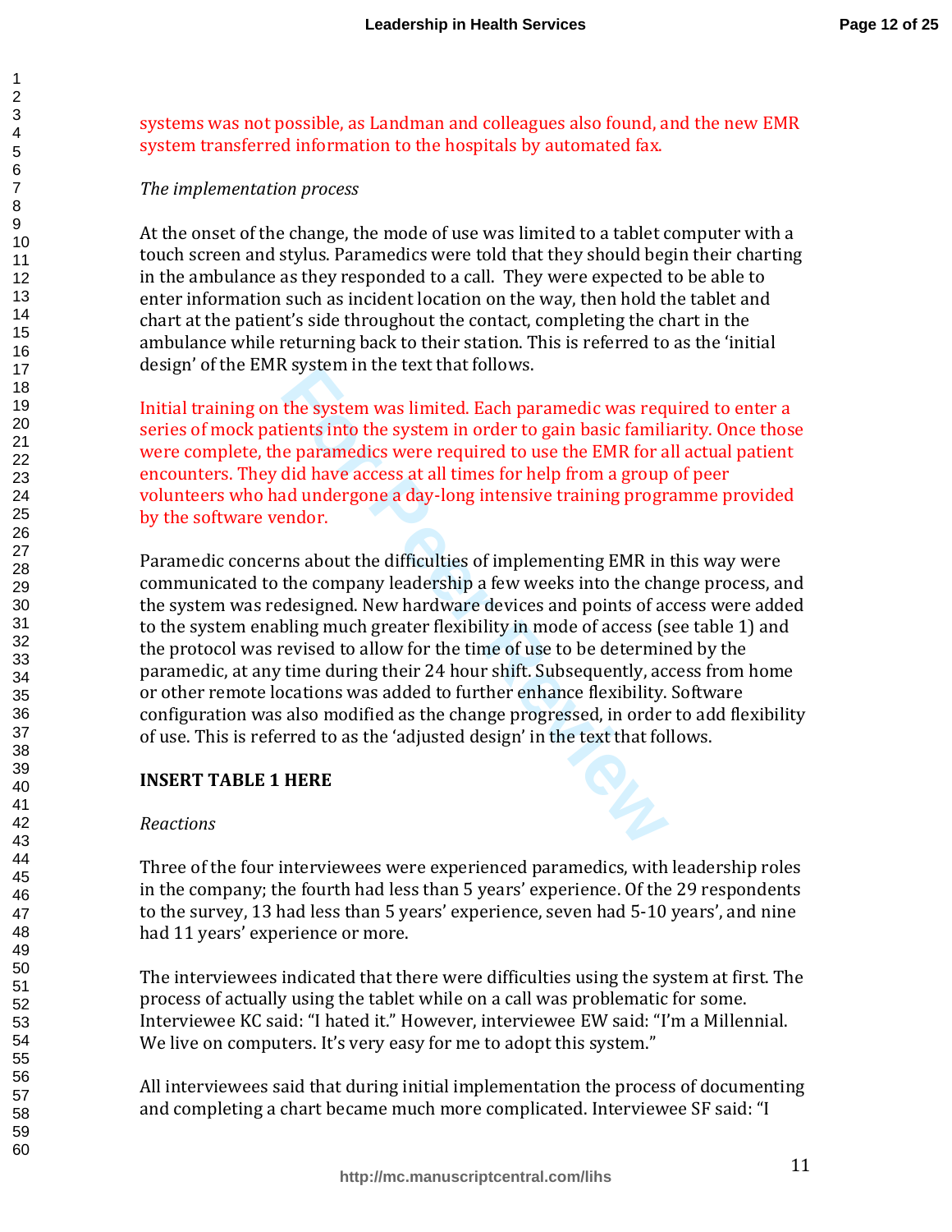systems was not possible, as Landman and colleagues also found, and the new EMR system transferred information to the hospitals by automated fax.

*The implementation process*

At the onset of the change, the mode of use was limited to a tablet computer with a touch screen and stylus. Paramedics were told that they should begin their charting in the ambulance as they responded to a call. They were expected to be able to enter information such as incident location on the way, then hold the tablet and chart at the patient's side throughout the contact, completing the chart in the ambulance while returning back to their station. This is referred to as the 'initial design' of the EMR system in the text that follows.

Initial training on the system was limited. Each paramedic was required to enter a series of mock patients into the system in order to gain basic familiarity. Once those were complete, the paramedics were required to use the EMR for all actual patient encounters. They did have access at all times for help from a group of peer volunteers who had undergone a day-long intensive training programme provided by the software vendor.

Paramedic concerns about the difficulties of implementing EMR in this way were communicated to the company leadership a few weeks into the change process, and the system was redesigned. New hardware devices and points of access were added to the system enabling much greater flexibility in mode of access (see table 1) and the protocol was revised to allow for the time of use to be determined by the paramedic, at any time during their 24 hour shift. Subsequently, access from home or other remote locations was added to further enhance flexibility. Software configuration was also modified as the change progressed, in order to add flexibility of use. This is referred to as the 'adjusted design' in the text that follows.

**INSERT TABLE 1 HERE**

*Reactions*

Three of the four interviewees were experienced paramedics, with leadership roles in the company; the fourth had less than 5 years' experience. Of the 29 respondents to the survey, 13 had less than 5 years' experience, seven had 5-10 years', and nine had 11 years' experience or more.

The interviewees indicated that there were difficulties using the system at first. The process of actually using the tablet while on a call was problematic for some. Interviewee KC said: "I hated it." However, interviewee EW said: "I'm a Millennial. We live on computers. It's very easy for me to adopt this system."

All interviewees said that during initial implementation the process of documenting and completing a chart became much more complicated. Interviewee SF said: "I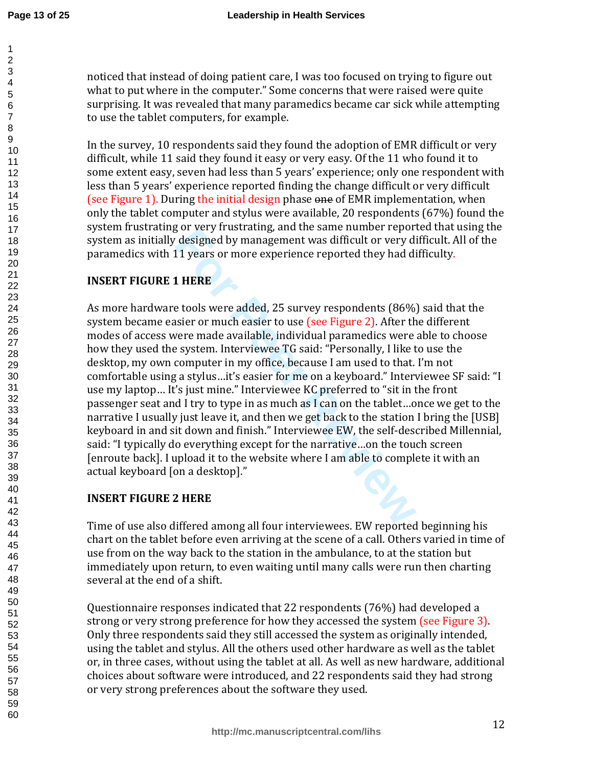noticed that instead of doing patient care, I was too focused on trying to figure out what to put where in the computer." Some concerns that were raised were quite surprising. It was revealed that many paramedics became car sick while attempting to use the tablet computers, for example.

In the survey, 10 respondents said they found the adoption of EMR difficult or very difficult, while 11 said they found it easy or very easy. Of the 11 who found it to some extent easy, seven had less than 5 years' experience; only one respondent with less than 5 years' experience reported finding the change difficult or very difficult (see Figure 1). During the initial design phase ~~one~~ of EMR implementation, when only the tablet computer and stylus were available, 20 respondents (67%) found the system frustrating or very frustrating, and the same number reported that using the system as initially designed by management was difficult or very difficult. All of the paramedics with 11 years or more experience reported they had difficulty.

**INSERT FIGURE 1 HERE**

As more hardware tools were added, 25 survey respondents (86%) said that the system became easier or much easier to use (see Figure 2). After the different modes of access were made available, individual paramedics were able to choose how they used the system. Interviewee TG said: "Personally, I like to use the desktop, my own computer in my office, because I am used to that. I'm not comfortable using a stylus…it's easier for me on a keyboard." Interviewee SF said: "I use my laptop… It's just mine." Interviewee KC preferred to "sit in the front passenger seat and I try to type in as much as I can on the tablet…once we get to the narrative I usually just leave it, and then we get back to the station I bring the [USB] keyboard in and sit down and finish." Interviewee EW, the self-described Millennial, said: "I typically do everything except for the narrative…on the touch screen [enroute back]. I upload it to the website where I am able to complete it with an actual keyboard [on a desktop]."

**INSERT FIGURE 2 HERE**

Time of use also differed among all four interviewees. EW reported beginning his chart on the tablet before even arriving at the scene of a call. Others varied in time of use from on the way back to the station in the ambulance, to at the station but immediately upon return, to even waiting until many calls were run then charting several at the end of a shift.

Questionnaire responses indicated that 22 respondents (76%) had developed a strong or very strong preference for how they accessed the system (see Figure 3). Only three respondents said they still accessed the system as originally intended, using the tablet and stylus. All the others used other hardware as well as the tablet or, in three cases, without using the tablet at all. As well as new hardware, additional choices about software were introduced, and 22 respondents said they had strong or very strong preferences about the software they used.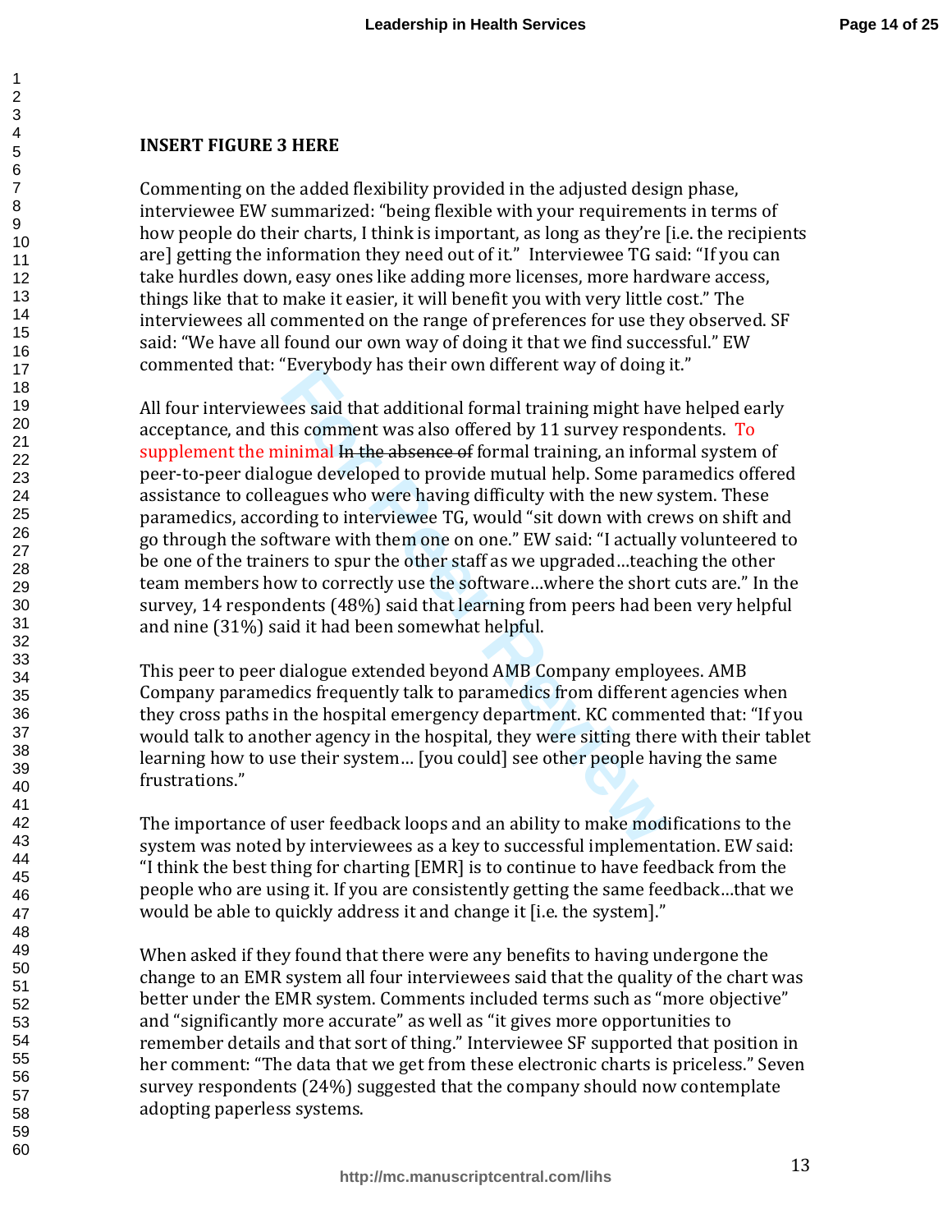**INSERT FIGURE 3 HERE**

Commenting on the added flexibility provided in the adjusted design phase, interviewee EW summarized: "being flexible with your requirements in terms of how people do their charts, I think is important, as long as they're [i.e. the recipients are] getting the information they need out of it." Interviewee TG said: "If you can take hurdles down, easy ones like adding more licenses, more hardware access, things like that to make it easier, it will benefit you with very little cost." The interviewees all commented on the range of preferences for use they observed. SF said: "We have all found our own way of doing it that we find successful." EW commented that: "Everybody has their own different way of doing it."

All four interviewees said that additional formal training might have helped early acceptance, and this comment was also offered by 11 survey respondents. To supplement the minimal ~~In the absence of~~ formal training, an informal system of peer-to-peer dialogue developed to provide mutual help. Some paramedics offered assistance to colleagues who were having difficulty with the new system. These paramedics, according to interviewee TG, would "sit down with crews on shift and go through the software with them one on one." EW said: "I actually volunteered to be one of the trainers to spur the other staff as we upgraded…teaching the other team members how to correctly use the software…where the short cuts are." In the survey, 14 respondents (48%) said that learning from peers had been very helpful and nine (31%) said it had been somewhat helpful.

This peer to peer dialogue extended beyond AMB Company employees. AMB Company paramedics frequently talk to paramedics from different agencies when they cross paths in the hospital emergency department. KC commented that: "If you would talk to another agency in the hospital, they were sitting there with their tablet learning how to use their system… [you could] see other people having the same frustrations."

The importance of user feedback loops and an ability to make modifications to the system was noted by interviewees as a key to successful implementation. EW said: "I think the best thing for charting [EMR] is to continue to have feedback from the people who are using it. If you are consistently getting the same feedback…that we would be able to quickly address it and change it [i.e. the system]."

When asked if they found that there were any benefits to having undergone the change to an EMR system all four interviewees said that the quality of the chart was better under the EMR system. Comments included terms such as "more objective" and "significantly more accurate" as well as "it gives more opportunities to remember details and that sort of thing." Interviewee SF supported that position in her comment: "The data that we get from these electronic charts is priceless." Seven survey respondents (24%) suggested that the company should now contemplate adopting paperless systems.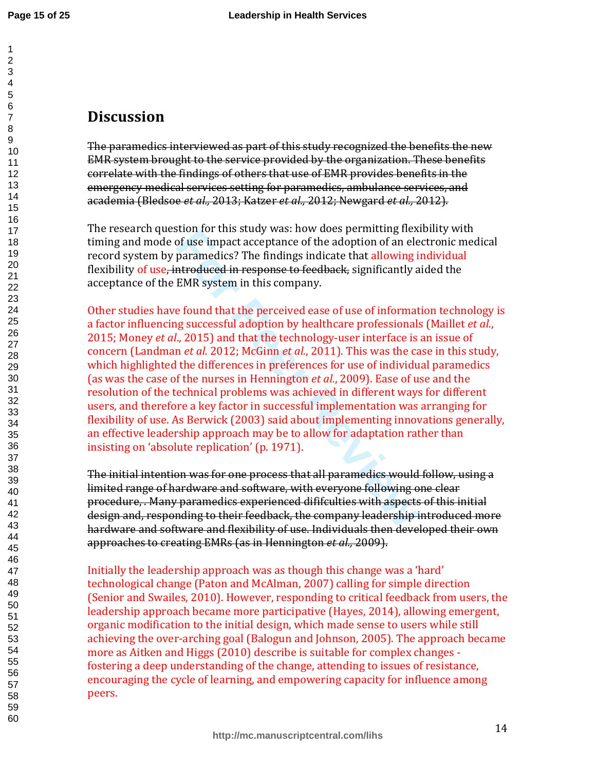# Discussion

~~The paramedics interviewed as part of this study recognized the benefits the new EMR system brought to the service provided by the organization. These benefits correlate with the findings of others that use of EMR provides benefits in the emergency medical services setting for paramedics, ambulance services, and academia (Bledsoe *et al.*, 2013; Katzer *et al.*, 2012; Newgard *et al.*, 2012).~~

The research question for this study was: how does permitting flexibility with timing and mode of use impact acceptance of the adoption of an electronic medical record system by paramedics? The findings indicate that allowing individual flexibility of use~~, introduced in response to feedback,~~ significantly aided the acceptance of the EMR system in this company.

Other studies have found that the perceived ease of use of information technology is a factor influencing successful adoption by healthcare professionals (Maillet *et al*., 2015; Money *et al*., 2015) and that the technology-user interface is an issue of concern (Landman *et al.* 2012; McGinn *et al*., 2011). This was the case in this study, which highlighted the differences in preferences for use of individual paramedics (as was the case of the nurses in Hennington *et al*., 2009). Ease of use and the resolution of the technical problems was achieved in different ways for different users, and therefore a key factor in successful implementation was arranging for flexibility of use. As Berwick (2003) said about implementing innovations generally, an effective leadership approach may be to allow for adaptation rather than insisting on 'absolute replication' (p. 1971).

~~The initial intention was for one process that all paramedics would follow, using a limited range of hardware and software, with everyone following one clear procedure, . Many paramedics experienced dififculties with aspects of this initial design and, responding to their feedback, the company leadership introduced more hardware and software and flexibility of use. Individuals then developed their own approaches to creating EMRs (as in Hennington *et al.*, 2009).~~

Initially the leadership approach was as though this change was a 'hard' technological change (Paton and McAlman, 2007) calling for simple direction (Senior and Swailes, 2010). However, responding to critical feedback from users, the leadership approach became more participative (Hayes, 2014), allowing emergent, organic modification to the initial design, which made sense to users while still achieving the over-arching goal (Balogun and Johnson, 2005). The approach became more as Aitken and Higgs (2010) describe is suitable for complex changes - fostering a deep understanding of the change, attending to issues of resistance, encouraging the cycle of learning, and empowering capacity for influence among peers.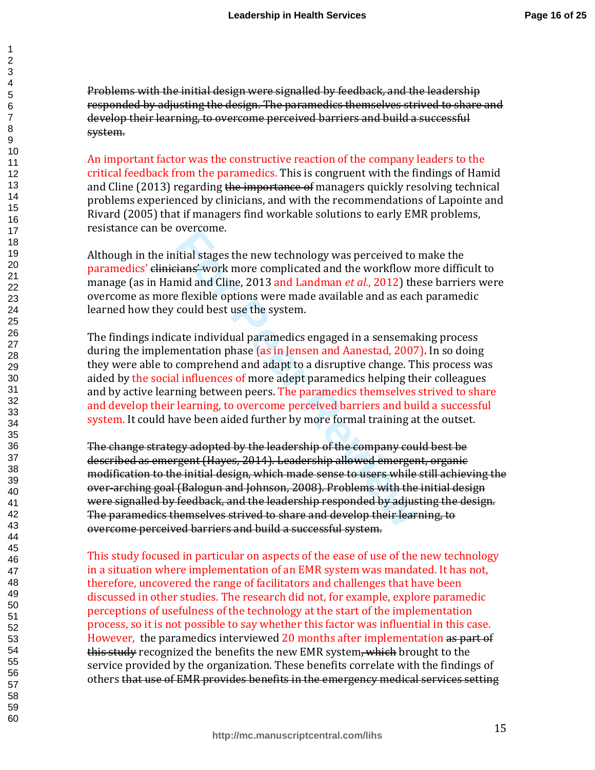~~Problems with the initial design were signalled by feedback, and the leadership responded by adjusting the design. The paramedics themselves strived to share and develop their learning, to overcome perceived barriers and build a successful system.~~

An important factor was the constructive reaction of the company leaders to the critical feedback from the paramedics. This is congruent with the findings of Hamid and Cline (2013) regarding ~~the importance of~~ managers quickly resolving technical problems experienced by clinicians, and with the recommendations of Lapointe and Rivard (2005) that if managers find workable solutions to early EMR problems, resistance can be overcome.

Although in the initial stages the new technology was perceived to make the paramedics' ~~clinicians'~~ work more complicated and the workflow more difficult to manage (as in Hamid and Cline, 2013 and Landman *et al.*, 2012) these barriers were overcome as more flexible options were made available and as each paramedic learned how they could best use the system.

The findings indicate individual paramedics engaged in a sensemaking process during the implementation phase (as in Jensen and Aanestad, 2007). In so doing they were able to comprehend and adapt to a disruptive change. This process was aided by the social influences of more adept paramedics helping their colleagues and by active learning between peers. The paramedics themselves strived to share and develop their learning, to overcome perceived barriers and build a successful system. It could have been aided further by more formal training at the outset.

~~The change strategy adopted by the leadership of the company could best be described as emergent (Hayes, 2014). Leadership allowed emergent, organic modification to the initial design, which made sense to users while still achieving the over-arching goal (Balogun and Johnson, 2008). Problems with the initial design were signalled by feedback, and the leadership responded by adjusting the design. The paramedics themselves strived to share and develop their learning, to overcome perceived barriers and build a successful system.~~

This study focused in particular on aspects of the ease of use of the new technology in a situation where implementation of an EMR system was mandated. It has not, therefore, uncovered the range of facilitators and challenges that have been discussed in other studies. The research did not, for example, explore paramedic perceptions of usefulness of the technology at the start of the implementation process, so it is not possible to say whether this factor was influential in this case. However, the paramedics interviewed 20 months after implementation ~~as part of this study~~ recognized the benefits the new EMR system~~, which~~ brought to the service provided by the organization. These benefits correlate with the findings of others ~~that use of EMR provides benefits in the emergency medical services setting~~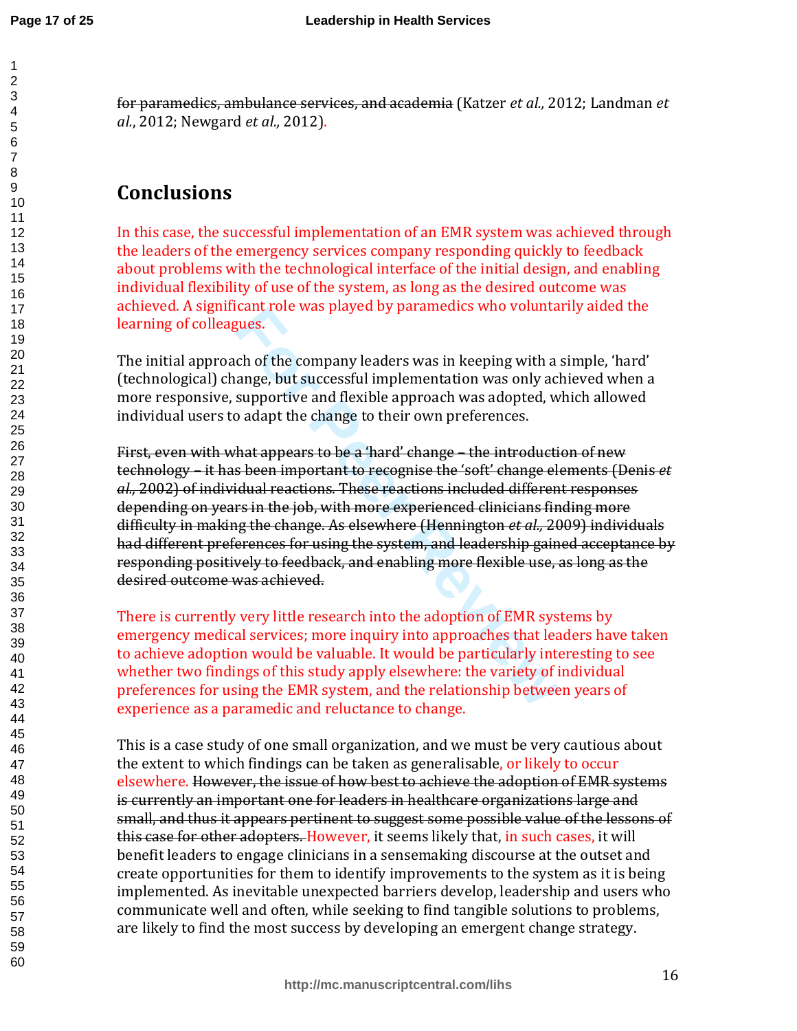~~for paramedics, ambulance services, and academia~~ (Katzer *et al.,* 2012; Landman *et al.*, 2012; Newgard *et al.,* 2012).

## Conclusions

In this case, the successful implementation of an EMR system was achieved through the leaders of the emergency services company responding quickly to feedback about problems with the technological interface of the initial design, and enabling individual flexibility of use of the system, as long as the desired outcome was achieved. A significant role was played by paramedics who voluntarily aided the learning of colleagues.

The initial approach of the company leaders was in keeping with a simple, 'hard' (technological) change, but successful implementation was only achieved when a more responsive, supportive and flexible approach was adopted, which allowed individual users to adapt the change to their own preferences.

~~First, even with what appears to be a 'hard' change – the introduction of new technology – it has been important to recognise the 'soft' change elements (Denis *et al.,* 2002) of individual reactions. These reactions included different responses depending on years in the job, with more experienced clinicians finding more difficulty in making the change. As elsewhere (Hennington *et al.,* 2009) individuals had different preferences for using the system, and leadership gained acceptance by responding positively to feedback, and enabling more flexible use, as long as the desired outcome was achieved.~~

There is currently very little research into the adoption of EMR systems by emergency medical services; more inquiry into approaches that leaders have taken to achieve adoption would be valuable. It would be particularly interesting to see whether two findings of this study apply elsewhere: the variety of individual preferences for using the EMR system, and the relationship between years of experience as a paramedic and reluctance to change.

This is a case study of one small organization, and we must be very cautious about the extent to which findings can be taken as generalisable, or likely to occur elsewhere. ~~However, the issue of how best to achieve the adoption of EMR systems is currently an important one for leaders in healthcare organizations large and small, and thus it appears pertinent to suggest some possible value of the lessons of this case for other adopters.~~ However, it seems likely that, in such cases, it will benefit leaders to engage clinicians in a sensemaking discourse at the outset and create opportunities for them to identify improvements to the system as it is being implemented. As inevitable unexpected barriers develop, leadership and users who communicate well and often, while seeking to find tangible solutions to problems, are likely to find the most success by developing an emergent change strategy.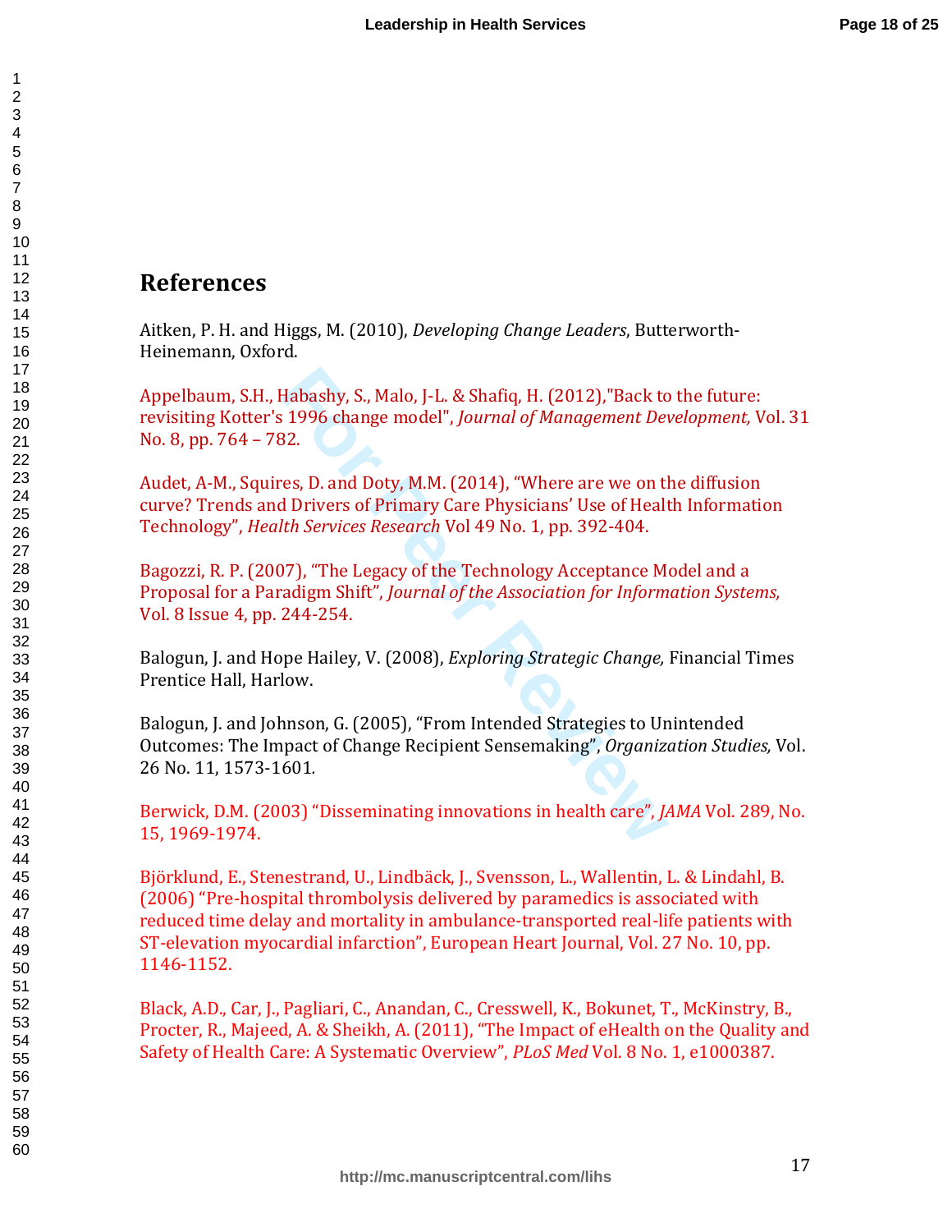# References

Aitken, P. H. and Higgs, M. (2010), *Developing Change Leaders*, Butterworth-Heinemann, Oxford.

Appelbaum, S.H., Habashy, S., Malo, J-L. & Shafiq, H. (2012),"Back to the future: revisiting Kotter's 1996 change model", *Journal of Management Development,* Vol. 31 No. 8, pp. 764 – 782.

Audet, A-M., Squires, D. and Doty, M.M. (2014), "Where are we on the diffusion curve? Trends and Drivers of Primary Care Physicians' Use of Health Information Technology", *Health Services Research* Vol 49 No. 1, pp. 392-404.

Bagozzi, R. P. (2007), "The Legacy of the Technology Acceptance Model and a Proposal for a Paradigm Shift", *Journal of the Association for Information Systems,* Vol. 8 Issue 4, pp. 244-254.

Balogun, J. and Hope Hailey, V. (2008), *Exploring Strategic Change,* Financial Times Prentice Hall, Harlow.

Balogun, J. and Johnson, G. (2005), "From Intended Strategies to Unintended Outcomes: The Impact of Change Recipient Sensemaking", *Organization Studies,* Vol. 26 No. 11, 1573-1601.

Berwick, D.M. (2003) "Disseminating innovations in health care", *JAMA* Vol. 289, No. 15, 1969-1974.

Björklund, E., Stenestrand, U., Lindbäck, J., Svensson, L., Wallentin, L. & Lindahl, B. (2006) "Pre-hospital thrombolysis delivered by paramedics is associated with reduced time delay and mortality in ambulance-transported real-life patients with ST-elevation myocardial infarction", European Heart Journal, Vol. 27 No. 10, pp. 1146-1152.

Black, A.D., Car, J., Pagliari, C., Anandan, C., Cresswell, K., Bokunet, T., McKinstry, B., Procter, R., Majeed, A. & Sheikh, A. (2011), "The Impact of eHealth on the Quality and Safety of Health Care: A Systematic Overview", *PLoS Med* Vol. 8 No. 1, e1000387.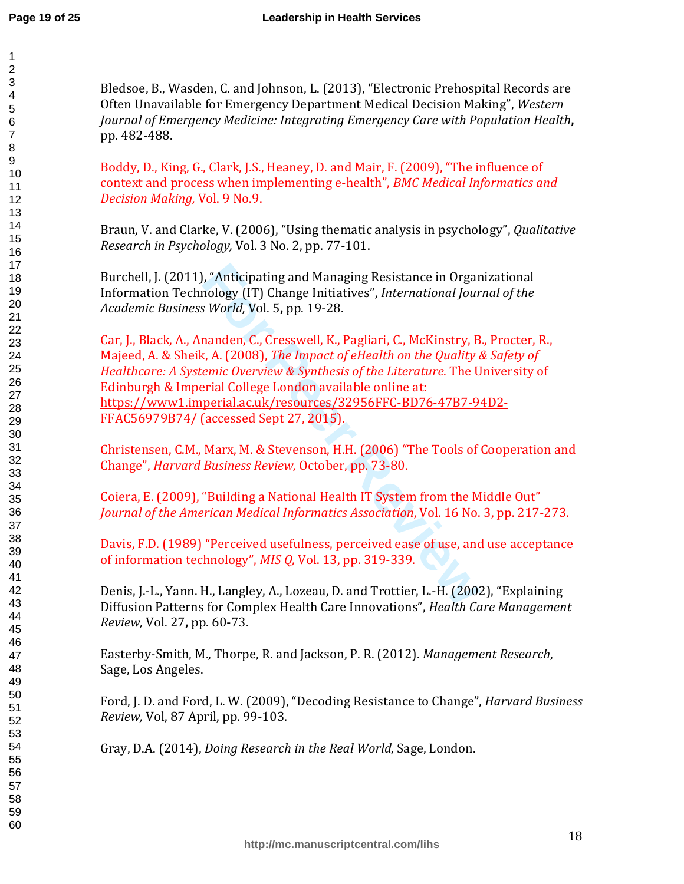Bledsoe, B., Wasden, C. and Johnson, L. (2013), "Electronic Prehospital Records are Often Unavailable for Emergency Department Medical Decision Making", *Western Journal of Emergency Medicine: Integrating Emergency Care with Population Health***,** pp. 482-488.

Boddy, D., King, G., Clark, J.S., Heaney, D. and Mair, F. (2009), "The influence of context and process when implementing e-health", *BMC Medical Informatics and Decision Making,* Vol. 9 No.9.

Braun, V. and Clarke, V. (2006), "Using thematic analysis in psychology", *Qualitative Research in Psychology,* Vol. 3 No. 2, pp. 77-101.

Burchell, J. (2011), "Anticipating and Managing Resistance in Organizational Information Technology (IT) Change Initiatives", *International Journal of the Academic Business World,* Vol. 5**,** pp. 19-28.

Car, J., Black, A., Ananden, C., Cresswell, K., Pagliari, C., McKinstry, B., Procter, R., Majeed, A. & Sheik, A. (2008), *The Impact of eHealth on the Quality & Safety of Healthcare: A Systemic Overview & Synthesis of the Literature*. The University of Edinburgh & Imperial College London available online at: https://www1.imperial.ac.uk/resources/32956FFC-BD76-47B7-94D2-FFAC56979B74/ (accessed Sept 27, 2015).

Christensen, C.M., Marx, M. & Stevenson, H.H. (2006) "The Tools of Cooperation and Change", *Harvard Business Review,* October, pp. 73-80.

Coiera, E. (2009), "Building a National Health IT System from the Middle Out" *Journal of the American Medical Informatics Association*, Vol. 16 No. 3, pp. 217-273.

Davis, F.D. (1989) "Perceived usefulness, perceived ease of use, and use acceptance of information technology", *MIS Q,* Vol. 13, pp. 319-339.

Denis, J.-L., Yann. H., Langley, A., Lozeau, D. and Trottier, L.-H. (2002), "Explaining Diffusion Patterns for Complex Health Care Innovations", *Health Care Management Review,* Vol. 27**,** pp. 60-73.

Easterby-Smith, M., Thorpe, R. and Jackson, P. R. (2012). *Management Research*, Sage, Los Angeles.

Ford, J. D. and Ford, L. W. (2009), "Decoding Resistance to Change", *Harvard Business Review,* Vol, 87 April, pp. 99-103.

Gray, D.A. (2014), *Doing Research in the Real World,* Sage, London.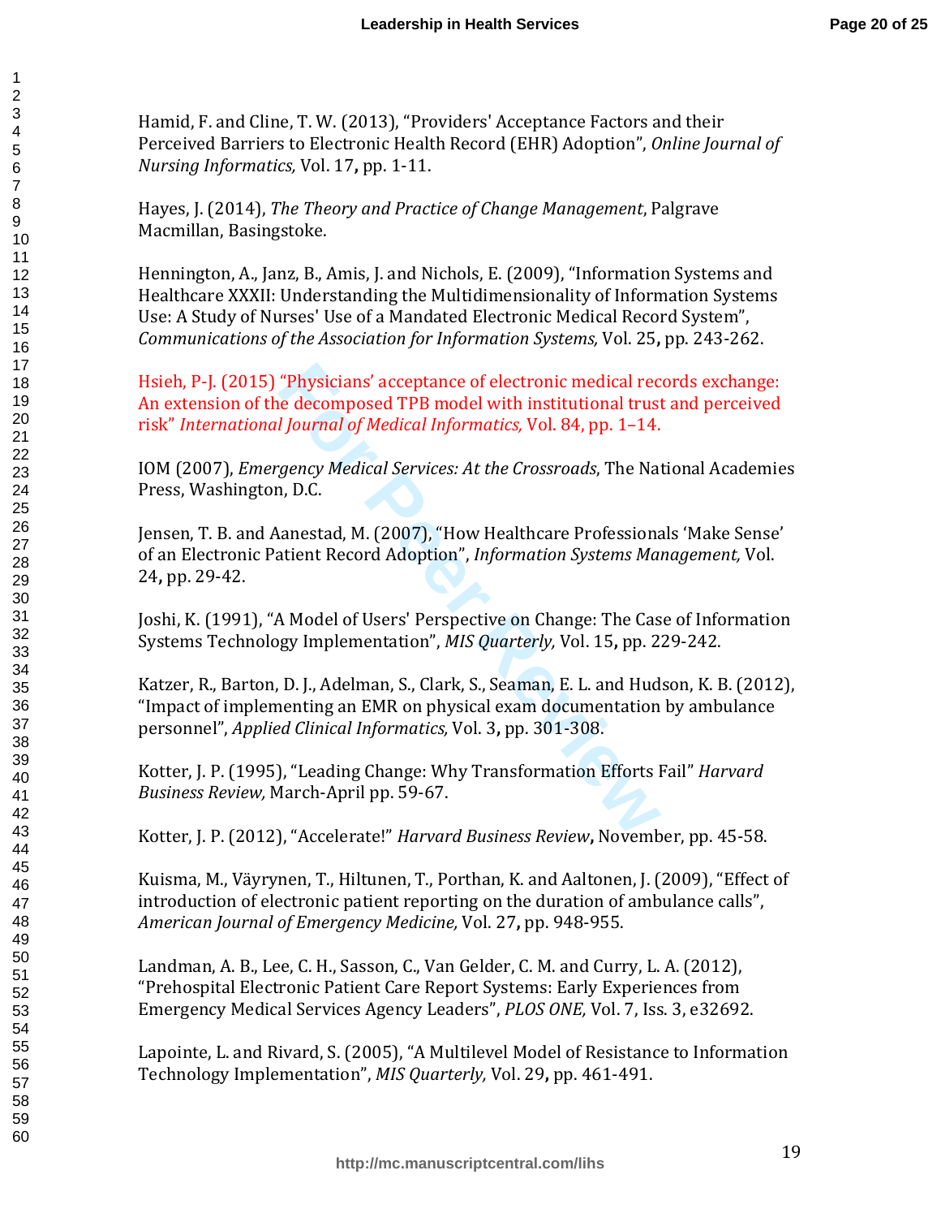Hamid, F. and Cline, T. W. (2013), “Providers' Acceptance Factors and their Perceived Barriers to Electronic Health Record (EHR) Adoption”, *Online Journal of Nursing Informatics,* Vol. 17**,** pp. 1-11.

Hayes, J. (2014), *The Theory and Practice of Change Management*, Palgrave Macmillan, Basingstoke.

Hennington, A., Janz, B., Amis, J. and Nichols, E. (2009), “Information Systems and Healthcare XXXII: Understanding the Multidimensionality of Information Systems Use: A Study of Nurses' Use of a Mandated Electronic Medical Record System”, *Communications of the Association for Information Systems,* Vol. 25**,** pp. 243-262.

Hsieh, P-J. (2015) “Physicians’ acceptance of electronic medical records exchange: An extension of the decomposed TPB model with institutional trust and perceived risk” *International Journal of Medical Informatics,* Vol. 84, pp. 1–14.

IOM (2007), *Emergency Medical Services: At the Crossroads*, The National Academies Press, Washington, D.C.

Jensen, T. B. and Aanestad, M. (2007), “How Healthcare Professionals ‘Make Sense’ of an Electronic Patient Record Adoption”, *Information Systems Management,* Vol. 24**,** pp. 29-42.

Joshi, K. (1991), “A Model of Users' Perspective on Change: The Case of Information Systems Technology Implementation”, *MIS Quarterly,* Vol. 15**,** pp. 229-242.

Katzer, R., Barton, D. J., Adelman, S., Clark, S., Seaman, E. L. and Hudson, K. B. (2012), “Impact of implementing an EMR on physical exam documentation by ambulance personnel”, *Applied Clinical Informatics,* Vol. 3**,** pp. 301-308.

Kotter, J. P. (1995), “Leading Change: Why Transformation Efforts Fail” *Harvard Business Review,* March-April pp. 59-67.

Kotter, J. P. (2012), “Accelerate!” *Harvard Business Review***,** November, pp. 45-58.

Kuisma, M., Väyrynen, T., Hiltunen, T., Porthan, K. and Aaltonen, J. (2009), “Effect of introduction of electronic patient reporting on the duration of ambulance calls”, *American Journal of Emergency Medicine,* Vol. 27**,** pp. 948-955.

Landman, A. B., Lee, C. H., Sasson, C., Van Gelder, C. M. and Curry, L. A. (2012), “Prehospital Electronic Patient Care Report Systems: Early Experiences from Emergency Medical Services Agency Leaders”, *PLOS ONE,* Vol. 7, Iss. 3, e32692.

Lapointe, L. and Rivard, S. (2005), “A Multilevel Model of Resistance to Information Technology Implementation”, *MIS Quarterly,* Vol. 29**,** pp. 461-491.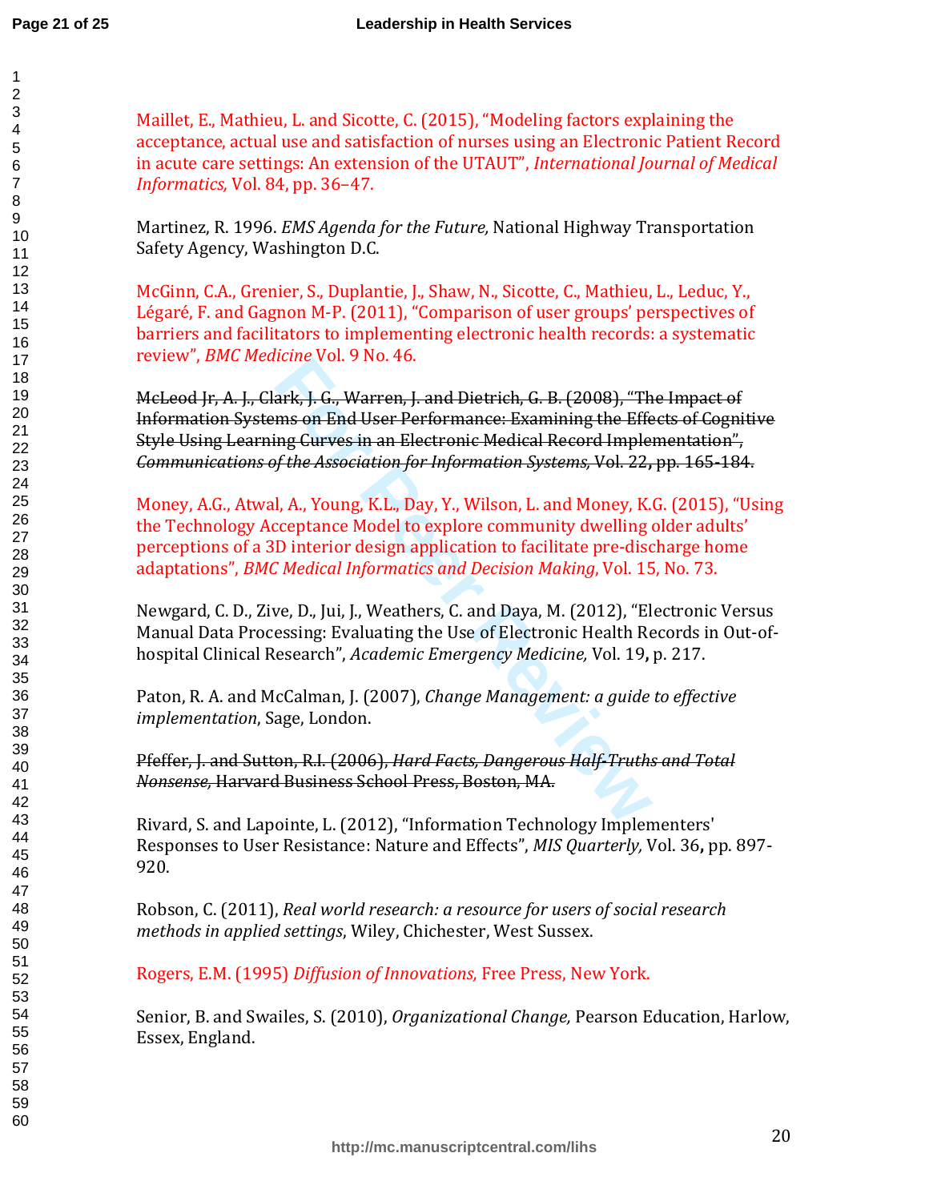Maillet, E., Mathieu, L. and Sicotte, C. (2015), "Modeling factors explaining the acceptance, actual use and satisfaction of nurses using an Electronic Patient Record in acute care settings: An extension of the UTAUT", *International Journal of Medical Informatics,* Vol. 84, pp. 36–47.

Martinez, R. 1996. *EMS Agenda for the Future,* National Highway Transportation Safety Agency, Washington D.C.

McGinn, C.A., Grenier, S., Duplantie, J., Shaw, N., Sicotte, C., Mathieu, L., Leduc, Y., Légaré, F. and Gagnon M-P. (2011), "Comparison of user groups' perspectives of barriers and facilitators to implementing electronic health records: a systematic review", *BMC Medicine* Vol. 9 No. 46.

~~McLeod Jr, A. J., Clark, J. G., Warren, J. and Dietrich, G. B. (2008), "The Impact of Information Systems on End User Performance: Examining the Effects of Cognitive Style Using Learning Curves in an Electronic Medical Record Implementation", *Communications of the Association for Information Systems,* Vol. 22, pp. 165-184.~~

Money, A.G., Atwal, A., Young, K.L., Day, Y., Wilson, L. and Money, K.G. (2015), "Using the Technology Acceptance Model to explore community dwelling older adults' perceptions of a 3D interior design application to facilitate pre-discharge home adaptations", *BMC Medical Informatics and Decision Making,* Vol. 15, No. 73.

Newgard, C. D., Zive, D., Jui, J., Weathers, C. and Daya, M. (2012), "Electronic Versus Manual Data Processing: Evaluating the Use of Electronic Health Records in Out-of-hospital Clinical Research", *Academic Emergency Medicine,* Vol. 19, p. 217.

Paton, R. A. and McCalman, J. (2007), *Change Management: a guide to effective implementation*, Sage, London.

~~Pfeffer, J. and Sutton, R.I. (2006), *Hard Facts, Dangerous Half-Truths and Total Nonsense,* Harvard Business School Press, Boston, MA.~~

Rivard, S. and Lapointe, L. (2012), "Information Technology Implementers' Responses to User Resistance: Nature and Effects", *MIS Quarterly,* Vol. 36, pp. 897-920.

Robson, C. (2011), *Real world research: a resource for users of social research methods in applied settings*, Wiley, Chichester, West Sussex.

Rogers, E.M. (1995) *Diffusion of Innovations,* Free Press, New York.

Senior, B. and Swailes, S. (2010), *Organizational Change,* Pearson Education, Harlow, Essex, England.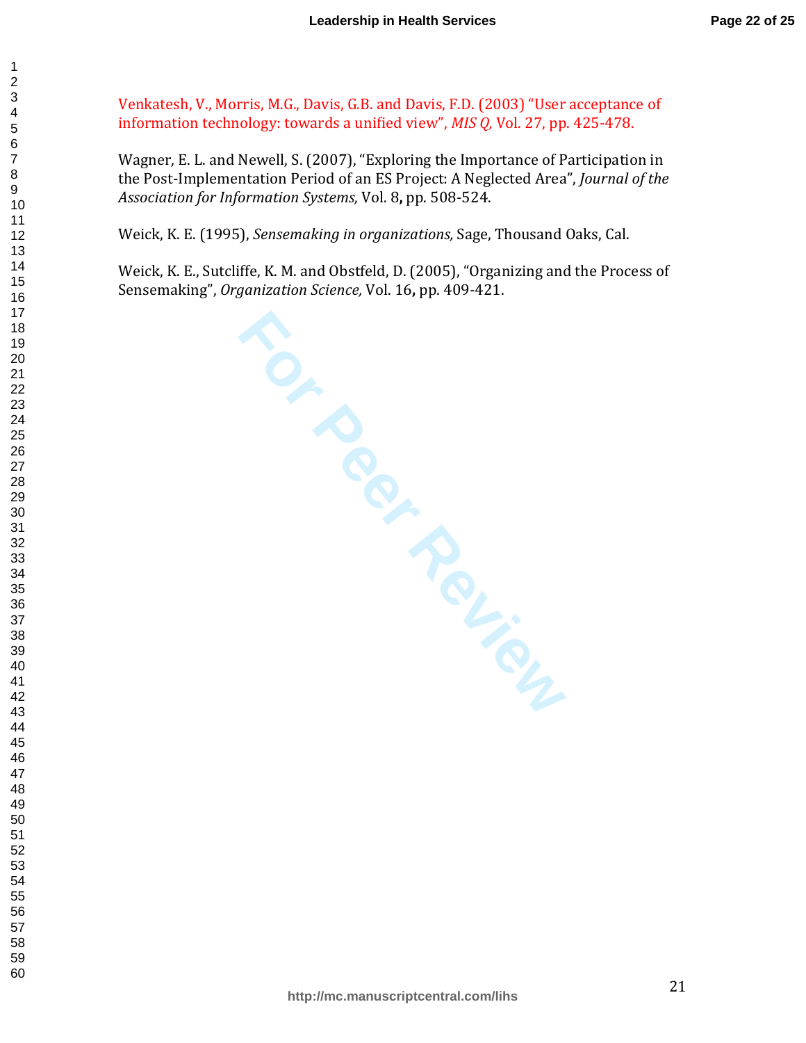Venkatesh, V., Morris, M.G., Davis, G.B. and Davis, F.D. (2003) “User acceptance of information technology: towards a unified view”, *MIS Q,* Vol. 27, pp. 425-478.

Wagner, E. L. and Newell, S. (2007), “Exploring the Importance of Participation in the Post-Implementation Period of an ES Project: A Neglected Area”, *Journal of the Association for Information Systems,* Vol. 8**,** pp. 508-524.

Weick, K. E. (1995), *Sensemaking in organizations,* Sage, Thousand Oaks, Cal.

Weick, K. E., Sutcliffe, K. M. and Obstfeld, D. (2005), “Organizing and the Process of Sensemaking”, *Organization Science,* Vol. 16**,** pp. 409-421.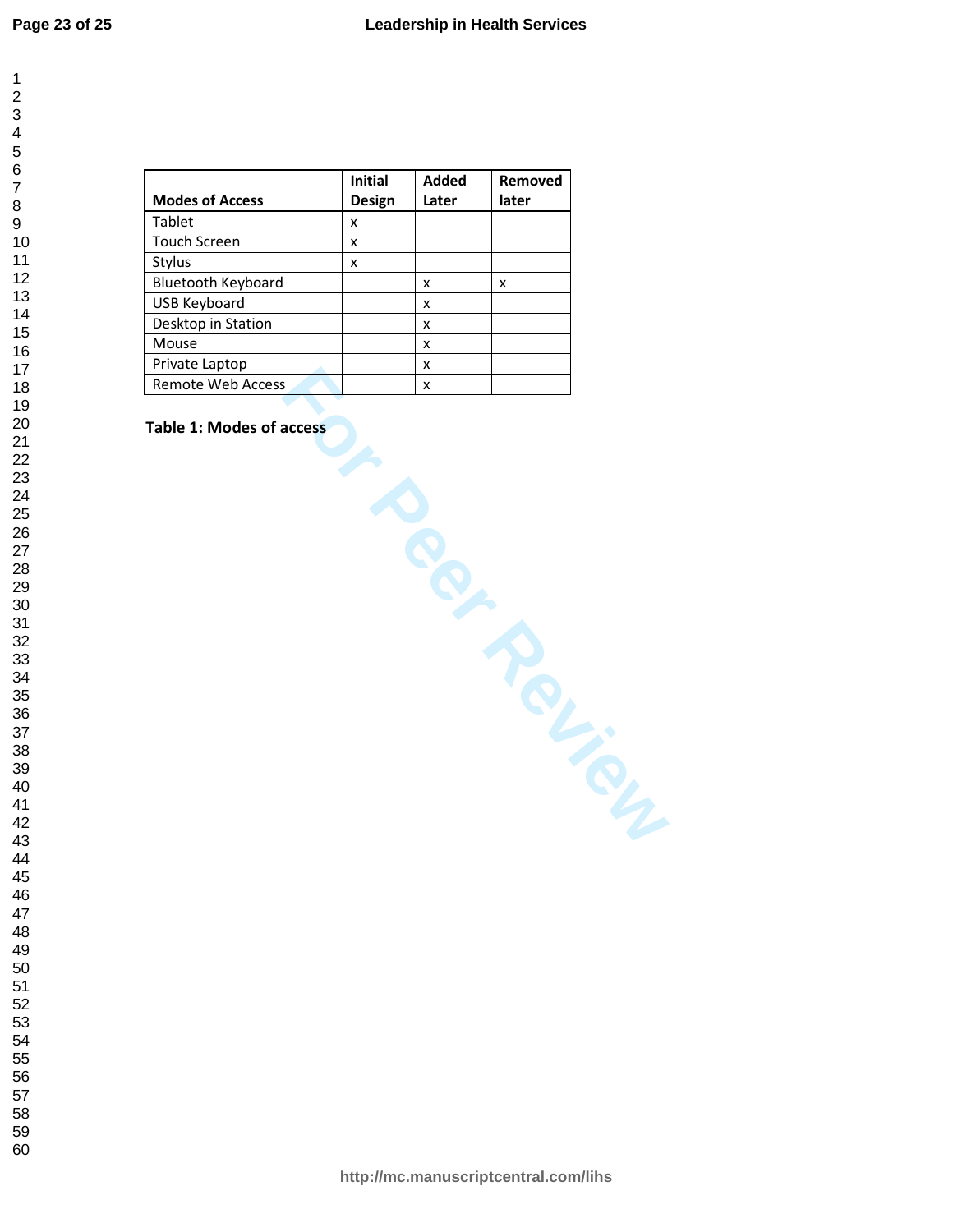| Modes of Access | Initial Design | Added Later | Removed later |
|---|---|---|---|
| Tablet | x | | |
| Touch Screen | x | | |
| Stylus | x | | |
| Bluetooth Keyboard | | x | x |
| USB Keyboard | | x | |
| Desktop in Station | | x | |
| Mouse | | x | |
| Private Laptop | | x | |
| Remote Web Access | | x | |

**Table 1: Modes of access**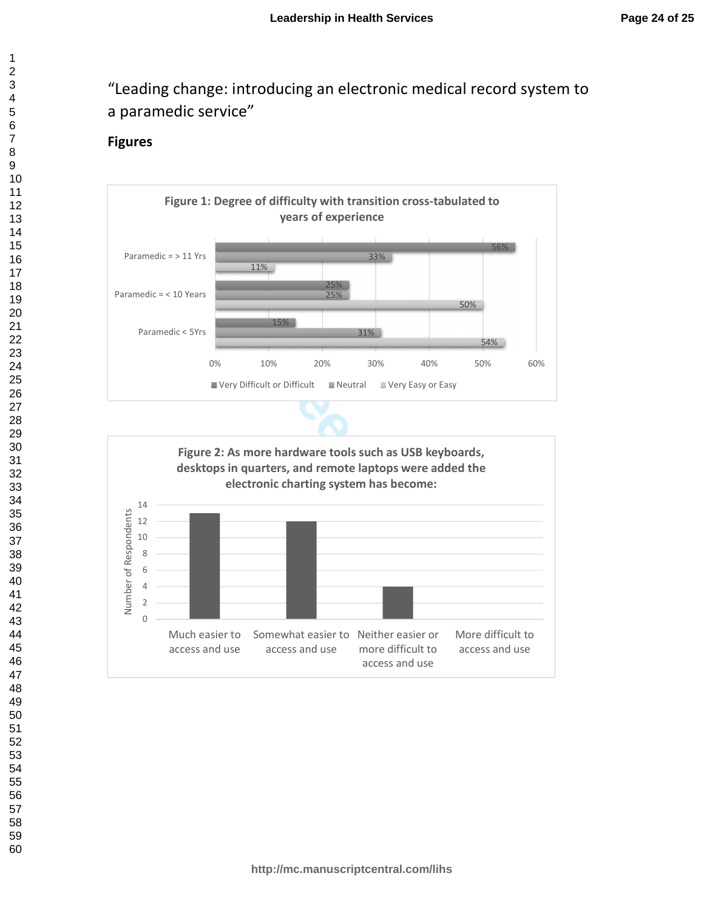"Leading change: introducing an electronic medical record system to a paramedic service"

**Figures**

**Figure 1: Degree of difficulty with transition cross-tabulated to years of experience**

| | Very Difficult or Difficult | Neutral | Very Easy or Easy |
|---|---|---|---|
| Paramedic = > 11 Yrs | 56% | 33% | 11% |
| Paramedic = < 10 Years | 25% | 25% | 50% |
| Paramedic < 5Yrs | 15% | 31% | 54% |

**Figure 2: As more hardware tools such as USB keyboards, desktops in quarters, and remote laptops were added the electronic charting system has become:**

| Response | Number of Respondents |
|---|---|
| Much easier to access and use | 13 |
| Somewhat easier to access and use | 12 |
| Neither easier or more difficult to access and use | 4 |
| More difficult to access and use | 0 |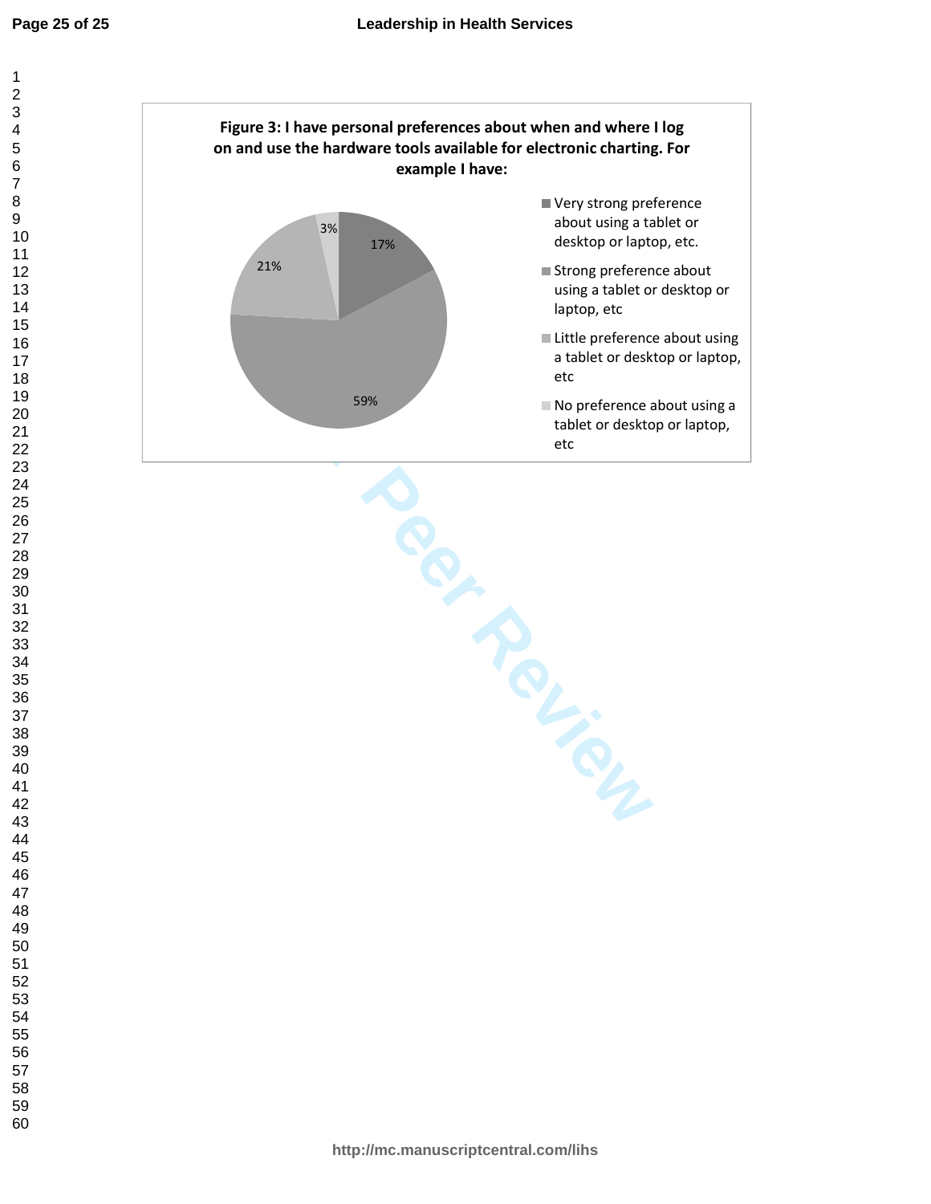**Figure 3: I have personal preferences about when and where I log on and use the hardware tools available for electronic charting. For example I have:**

17%

59%

21%

3%

Very strong preference about using a tablet or desktop or laptop, etc.

Strong preference about using a tablet or desktop or laptop, etc

Little preference about using a tablet or desktop or laptop, etc

No preference about using a tablet or desktop or laptop, etc